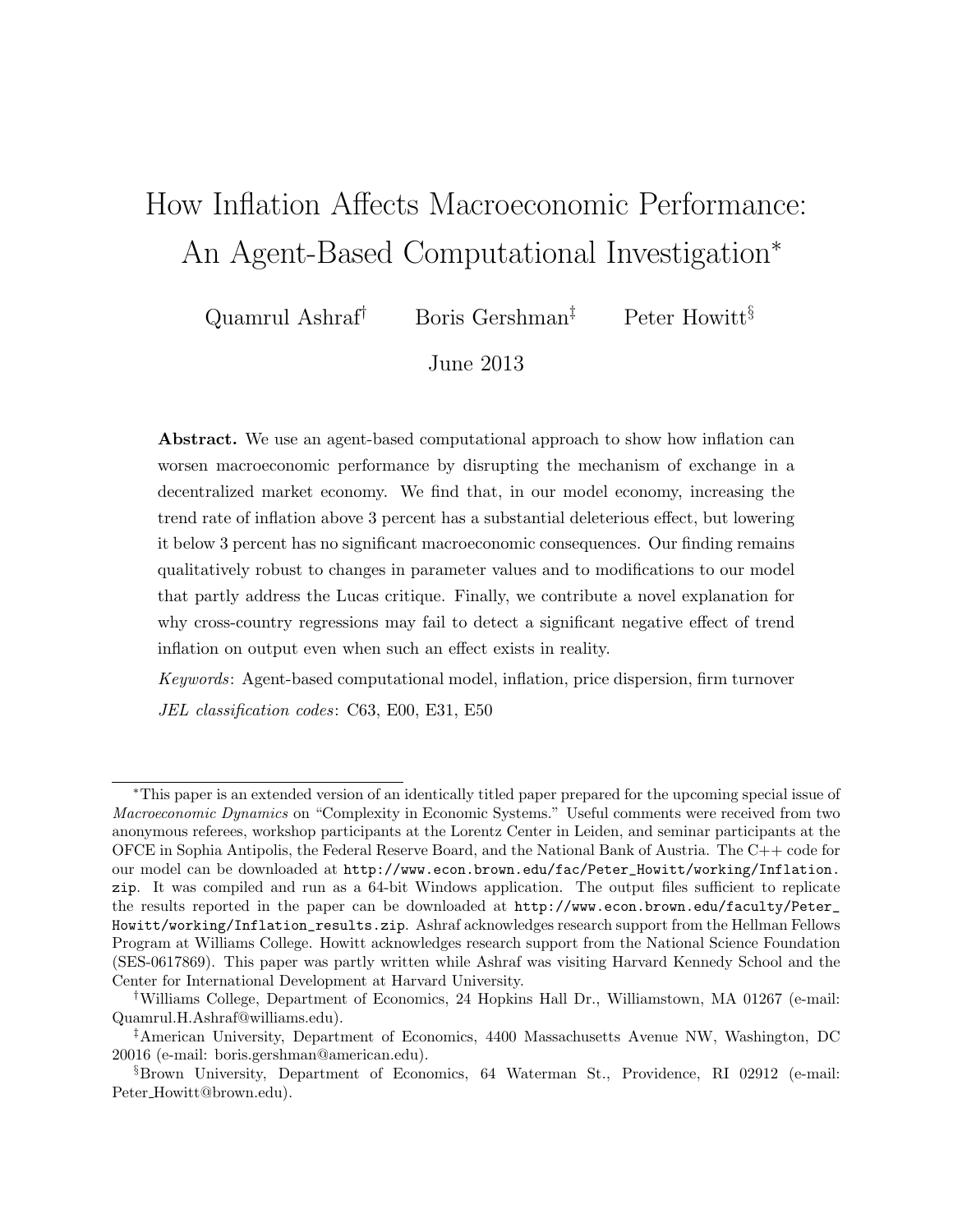# How Inflation Affects Macroeconomic Performance: An Agent-Based Computational Investigation[*]

Quamrul Ashraf[†] Boris Gershman[‡] Peter Howitt[§]

June 2013

**Abstract.** We use an agent-based computational approach to show how inflation can worsen macroeconomic performance by disrupting the mechanism of exchange in a decentralized market economy. We find that, in our model economy, increasing the trend rate of inflation above 3 percent has a substantial deleterious effect, but lowering it below 3 percent has no significant macroeconomic consequences. Our finding remains qualitatively robust to changes in parameter values and to modifications to our model that partly address the Lucas critique. Finally, we contribute a novel explanation for why cross-country regressions may fail to detect a significant negative effect of trend inflation on output even when such an effect exists in reality.

*Keywords*: Agent-based computational model, inflation, price dispersion, firm turnover

*JEL classification codes*: C63, E00, E31, E50

---

[*] This paper is an extended version of an identically titled paper prepared for the upcoming special issue of *Macroeconomic Dynamics* on "Complexity in Economic Systems." Useful comments were received from two anonymous referees, workshop participants at the Lorentz Center in Leiden, and seminar participants at the OFCE in Sophia Antipolis, the Federal Reserve Board, and the National Bank of Austria. The C++ code for our model can be downloaded at `http://www.econ.brown.edu/fac/Peter_Howitt/working/Inflation.zip`. It was compiled and run as a 64-bit Windows application. The output files sufficient to replicate the results reported in the paper can be downloaded at `http://www.econ.brown.edu/faculty/Peter_Howitt/working/Inflation_results.zip`. Ashraf acknowledges research support from the Hellman Fellows Program at Williams College. Howitt acknowledges research support from the National Science Foundation (SES-0617869). This paper was partly written while Ashraf was visiting Harvard Kennedy School and the Center for International Development at Harvard University.

[†] Williams College, Department of Economics, 24 Hopkins Hall Dr., Williamstown, MA 01267 (e-mail: Quamrul.H.Ashraf@williams.edu).

[‡] American University, Department of Economics, 4400 Massachusetts Avenue NW, Washington, DC 20016 (e-mail: boris.gershman@american.edu).

[§] Brown University, Department of Economics, 64 Waterman St., Providence, RI 02912 (e-mail: Peter_Howitt@brown.edu).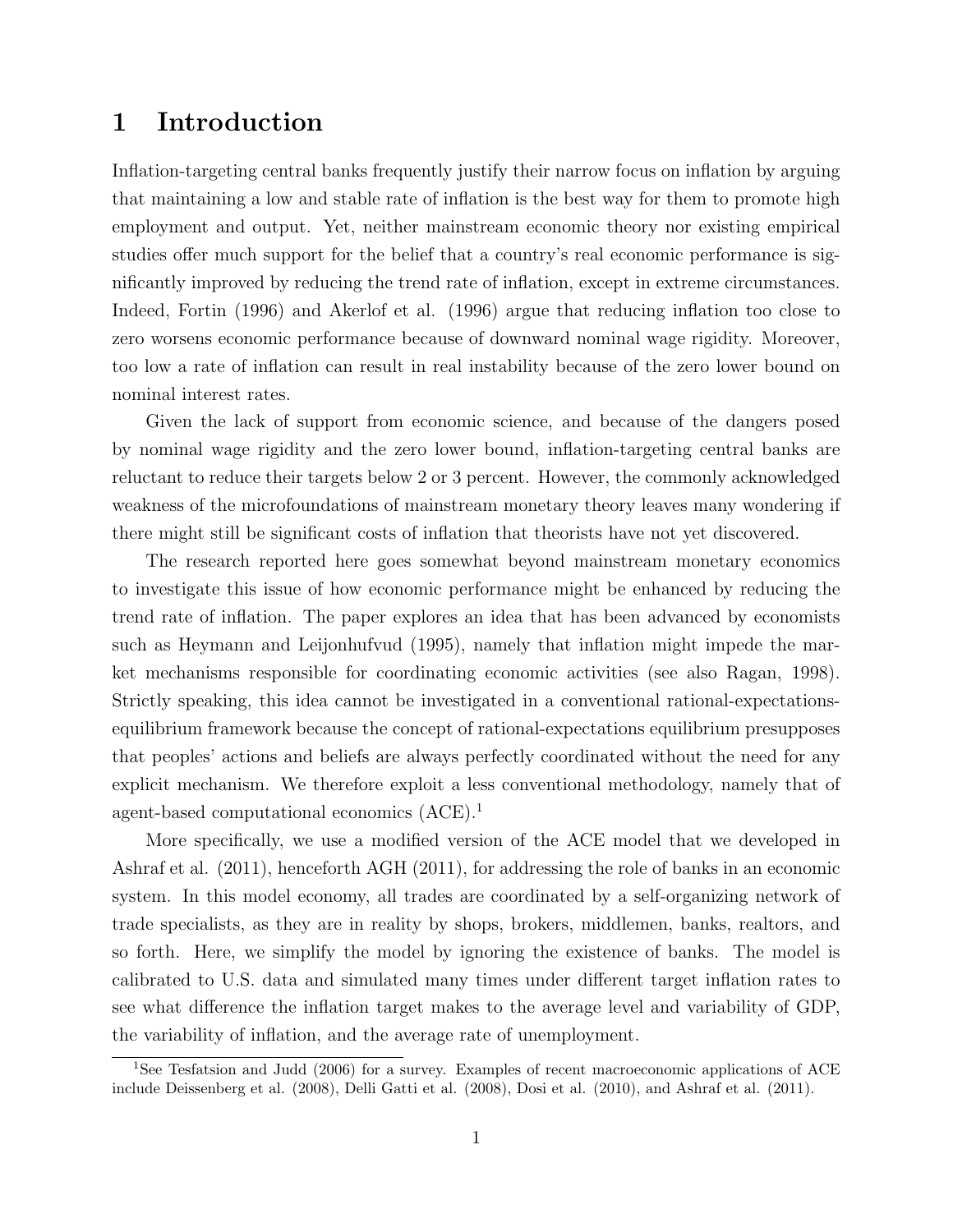# 1 Introduction

Inflation-targeting central banks frequently justify their narrow focus on inflation by arguing that maintaining a low and stable rate of inflation is the best way for them to promote high employment and output. Yet, neither mainstream economic theory nor existing empirical studies offer much support for the belief that a country's real economic performance is significantly improved by reducing the trend rate of inflation, except in extreme circumstances. Indeed, Fortin (1996) and Akerlof et al. (1996) argue that reducing inflation too close to zero worsens economic performance because of downward nominal wage rigidity. Moreover, too low a rate of inflation can result in real instability because of the zero lower bound on nominal interest rates.

Given the lack of support from economic science, and because of the dangers posed by nominal wage rigidity and the zero lower bound, inflation-targeting central banks are reluctant to reduce their targets below 2 or 3 percent. However, the commonly acknowledged weakness of the microfoundations of mainstream monetary theory leaves many wondering if there might still be significant costs of inflation that theorists have not yet discovered.

The research reported here goes somewhat beyond mainstream monetary economics to investigate this issue of how economic performance might be enhanced by reducing the trend rate of inflation. The paper explores an idea that has been advanced by economists such as Heymann and Leijonhufvud (1995), namely that inflation might impede the market mechanisms responsible for coordinating economic activities (see also Ragan, 1998). Strictly speaking, this idea cannot be investigated in a conventional rational-expectations-equilibrium framework because the concept of rational-expectations equilibrium presupposes that peoples' actions and beliefs are always perfectly coordinated without the need for any explicit mechanism. We therefore exploit a less conventional methodology, namely that of agent-based computational economics (ACE).[1]

More specifically, we use a modified version of the ACE model that we developed in Ashraf et al. (2011), henceforth AGH (2011), for addressing the role of banks in an economic system. In this model economy, all trades are coordinated by a self-organizing network of trade specialists, as they are in reality by shops, brokers, middlemen, banks, realtors, and so forth. Here, we simplify the model by ignoring the existence of banks. The model is calibrated to U.S. data and simulated many times under different target inflation rates to see what difference the inflation target makes to the average level and variability of GDP, the variability of inflation, and the average rate of unemployment.

[1] See Tesfatsion and Judd (2006) for a survey. Examples of recent macroeconomic applications of ACE include Deissenberg et al. (2008), Delli Gatti et al. (2008), Dosi et al. (2010), and Ashraf et al. (2011).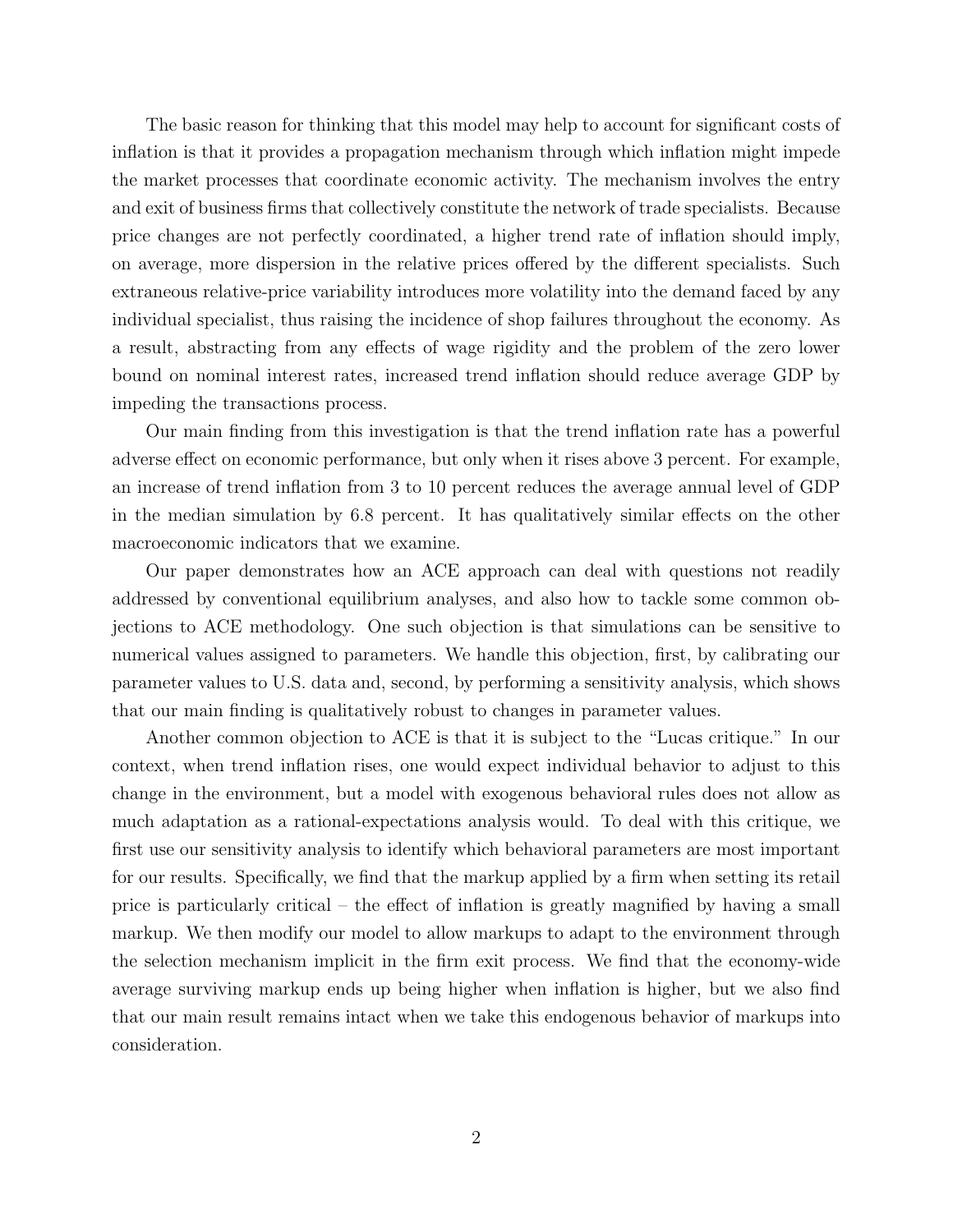The basic reason for thinking that this model may help to account for significant costs of inflation is that it provides a propagation mechanism through which inflation might impede the market processes that coordinate economic activity. The mechanism involves the entry and exit of business firms that collectively constitute the network of trade specialists. Because price changes are not perfectly coordinated, a higher trend rate of inflation should imply, on average, more dispersion in the relative prices offered by the different specialists. Such extraneous relative-price variability introduces more volatility into the demand faced by any individual specialist, thus raising the incidence of shop failures throughout the economy. As a result, abstracting from any effects of wage rigidity and the problem of the zero lower bound on nominal interest rates, increased trend inflation should reduce average GDP by impeding the transactions process.

Our main finding from this investigation is that the trend inflation rate has a powerful adverse effect on economic performance, but only when it rises above 3 percent. For example, an increase of trend inflation from 3 to 10 percent reduces the average annual level of GDP in the median simulation by 6.8 percent. It has qualitatively similar effects on the other macroeconomic indicators that we examine.

Our paper demonstrates how an ACE approach can deal with questions not readily addressed by conventional equilibrium analyses, and also how to tackle some common objections to ACE methodology. One such objection is that simulations can be sensitive to numerical values assigned to parameters. We handle this objection, first, by calibrating our parameter values to U.S. data and, second, by performing a sensitivity analysis, which shows that our main finding is qualitatively robust to changes in parameter values.

Another common objection to ACE is that it is subject to the "Lucas critique." In our context, when trend inflation rises, one would expect individual behavior to adjust to this change in the environment, but a model with exogenous behavioral rules does not allow as much adaptation as a rational-expectations analysis would. To deal with this critique, we first use our sensitivity analysis to identify which behavioral parameters are most important for our results. Specifically, we find that the markup applied by a firm when setting its retail price is particularly critical – the effect of inflation is greatly magnified by having a small markup. We then modify our model to allow markups to adapt to the environment through the selection mechanism implicit in the firm exit process. We find that the economy-wide average surviving markup ends up being higher when inflation is higher, but we also find that our main result remains intact when we take this endogenous behavior of markups into consideration.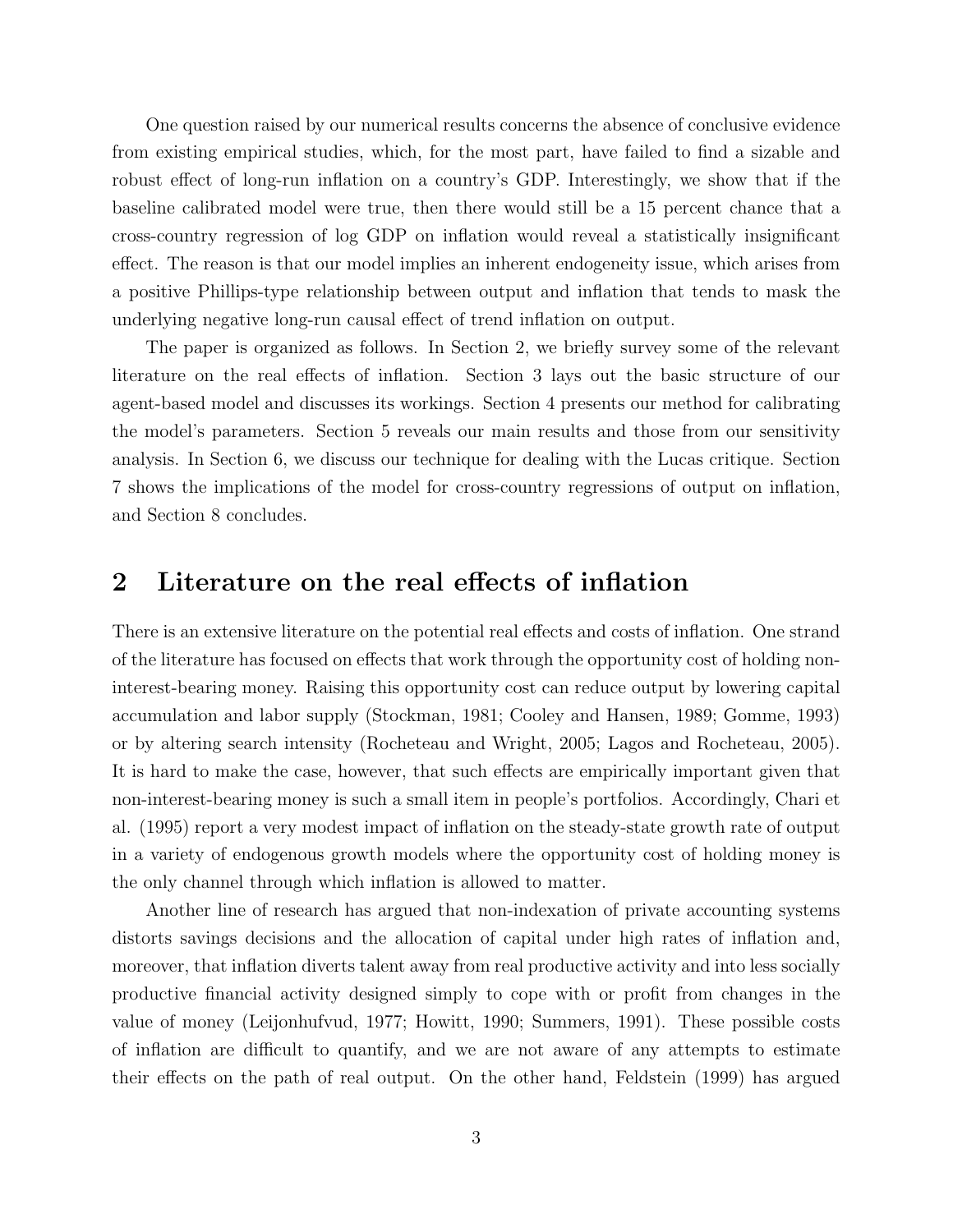One question raised by our numerical results concerns the absence of conclusive evidence from existing empirical studies, which, for the most part, have failed to find a sizable and robust effect of long-run inflation on a country's GDP. Interestingly, we show that if the baseline calibrated model were true, then there would still be a 15 percent chance that a cross-country regression of log GDP on inflation would reveal a statistically insignificant effect. The reason is that our model implies an inherent endogeneity issue, which arises from a positive Phillips-type relationship between output and inflation that tends to mask the underlying negative long-run causal effect of trend inflation on output.

The paper is organized as follows. In Section 2, we briefly survey some of the relevant literature on the real effects of inflation. Section 3 lays out the basic structure of our agent-based model and discusses its workings. Section 4 presents our method for calibrating the model's parameters. Section 5 reveals our main results and those from our sensitivity analysis. In Section 6, we discuss our technique for dealing with the Lucas critique. Section 7 shows the implications of the model for cross-country regressions of output on inflation, and Section 8 concludes.

## 2 Literature on the real effects of inflation

There is an extensive literature on the potential real effects and costs of inflation. One strand of the literature has focused on effects that work through the opportunity cost of holding non-interest-bearing money. Raising this opportunity cost can reduce output by lowering capital accumulation and labor supply (Stockman, 1981; Cooley and Hansen, 1989; Gomme, 1993) or by altering search intensity (Rocheteau and Wright, 2005; Lagos and Rocheteau, 2005). It is hard to make the case, however, that such effects are empirically important given that non-interest-bearing money is such a small item in people's portfolios. Accordingly, Chari et al. (1995) report a very modest impact of inflation on the steady-state growth rate of output in a variety of endogenous growth models where the opportunity cost of holding money is the only channel through which inflation is allowed to matter.

Another line of research has argued that non-indexation of private accounting systems distorts savings decisions and the allocation of capital under high rates of inflation and, moreover, that inflation diverts talent away from real productive activity and into less socially productive financial activity designed simply to cope with or profit from changes in the value of money (Leijonhufvud, 1977; Howitt, 1990; Summers, 1991). These possible costs of inflation are difficult to quantify, and we are not aware of any attempts to estimate their effects on the path of real output. On the other hand, Feldstein (1999) has argued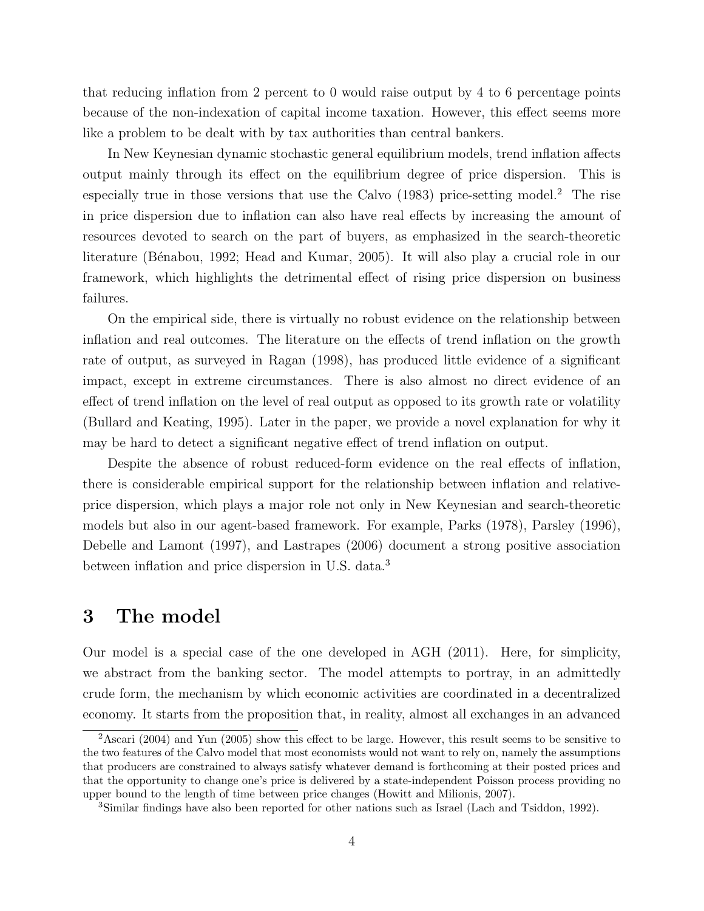that reducing inflation from 2 percent to 0 would raise output by 4 to 6 percentage points because of the non-indexation of capital income taxation. However, this effect seems more like a problem to be dealt with by tax authorities than central bankers.

In New Keynesian dynamic stochastic general equilibrium models, trend inflation affects output mainly through its effect on the equilibrium degree of price dispersion. This is especially true in those versions that use the Calvo (1983) price-setting model.[2] The rise in price dispersion due to inflation can also have real effects by increasing the amount of resources devoted to search on the part of buyers, as emphasized in the search-theoretic literature (Bénabou, 1992; Head and Kumar, 2005). It will also play a crucial role in our framework, which highlights the detrimental effect of rising price dispersion on business failures.

On the empirical side, there is virtually no robust evidence on the relationship between inflation and real outcomes. The literature on the effects of trend inflation on the growth rate of output, as surveyed in Ragan (1998), has produced little evidence of a significant impact, except in extreme circumstances. There is also almost no direct evidence of an effect of trend inflation on the level of real output as opposed to its growth rate or volatility (Bullard and Keating, 1995). Later in the paper, we provide a novel explanation for why it may be hard to detect a significant negative effect of trend inflation on output.

Despite the absence of robust reduced-form evidence on the real effects of inflation, there is considerable empirical support for the relationship between inflation and relative-price dispersion, which plays a major role not only in New Keynesian and search-theoretic models but also in our agent-based framework. For example, Parks (1978), Parsley (1996), Debelle and Lamont (1997), and Lastrapes (2006) document a strong positive association between inflation and price dispersion in U.S. data.[3]

# 3 The model

Our model is a special case of the one developed in AGH (2011). Here, for simplicity, we abstract from the banking sector. The model attempts to portray, in an admittedly crude form, the mechanism by which economic activities are coordinated in a decentralized economy. It starts from the proposition that, in reality, almost all exchanges in an advanced

[2]Ascari (2004) and Yun (2005) show this effect to be large. However, this result seems to be sensitive to the two features of the Calvo model that most economists would not want to rely on, namely the assumptions that producers are constrained to always satisfy whatever demand is forthcoming at their posted prices and that the opportunity to change one's price is delivered by a state-independent Poisson process providing no upper bound to the length of time between price changes (Howitt and Milionis, 2007).

[3]Similar findings have also been reported for other nations such as Israel (Lach and Tsiddon, 1992).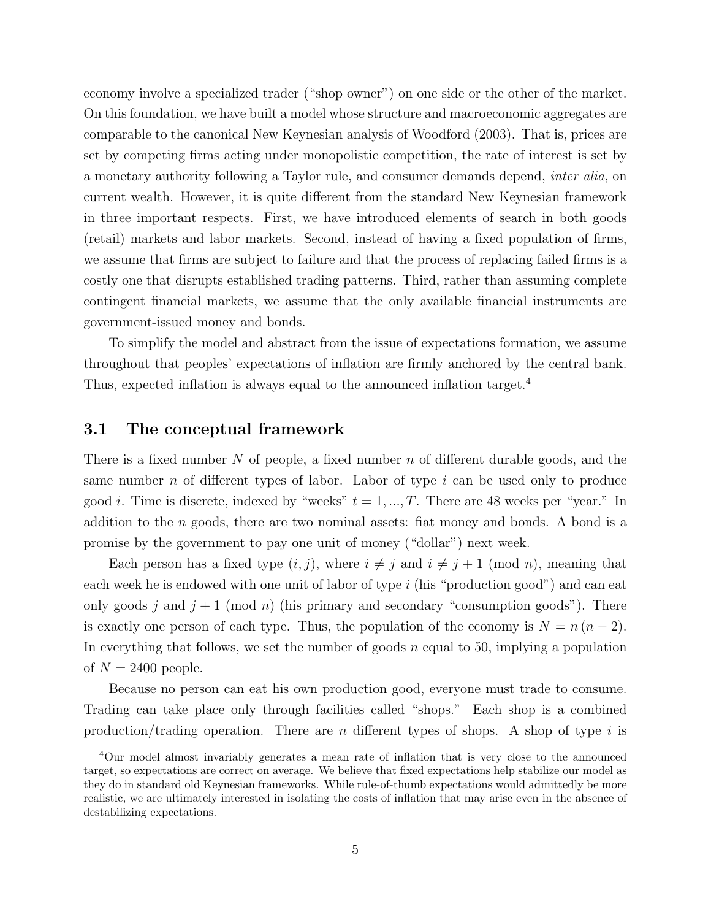economy involve a specialized trader ("shop owner") on one side or the other of the market. On this foundation, we have built a model whose structure and macroeconomic aggregates are comparable to the canonical New Keynesian analysis of Woodford (2003). That is, prices are set by competing firms acting under monopolistic competition, the rate of interest is set by a monetary authority following a Taylor rule, and consumer demands depend, *inter alia*, on current wealth. However, it is quite different from the standard New Keynesian framework in three important respects. First, we have introduced elements of search in both goods (retail) markets and labor markets. Second, instead of having a fixed population of firms, we assume that firms are subject to failure and that the process of replacing failed firms is a costly one that disrupts established trading patterns. Third, rather than assuming complete contingent financial markets, we assume that the only available financial instruments are government-issued money and bonds.

To simplify the model and abstract from the issue of expectations formation, we assume throughout that peoples' expectations of inflation are firmly anchored by the central bank. Thus, expected inflation is always equal to the announced inflation target.[4]

### 3.1 The conceptual framework

There is a fixed number $N$ of people, a fixed number $n$ of different durable goods, and the same number $n$ of different types of labor. Labor of type $i$ can be used only to produce good $i$. Time is discrete, indexed by "weeks" $t = 1, ..., T$. There are 48 weeks per "year." In addition to the $n$ goods, there are two nominal assets: fiat money and bonds. A bond is a promise by the government to pay one unit of money ("dollar") next week.

Each person has a fixed type $(i, j)$, where $i \neq j$ and $i \neq j + 1 \pmod{n}$, meaning that each week he is endowed with one unit of labor of type $i$ (his "production good") and can eat only goods $j$ and $j + 1 \pmod{n}$ (his primary and secondary "consumption goods"). There is exactly one person of each type. Thus, the population of the economy is $N = n(n - 2)$. In everything that follows, we set the number of goods $n$ equal to 50, implying a population of $N = 2400$ people.

Because no person can eat his own production good, everyone must trade to consume. Trading can take place only through facilities called "shops." Each shop is a combined production/trading operation. There are $n$ different types of shops. A shop of type $i$ is

[4] Our model almost invariably generates a mean rate of inflation that is very close to the announced target, so expectations are correct on average. We believe that fixed expectations help stabilize our model as they do in standard old Keynesian frameworks. While rule-of-thumb expectations would admittedly be more realistic, we are ultimately interested in isolating the costs of inflation that may arise even in the absence of destabilizing expectations.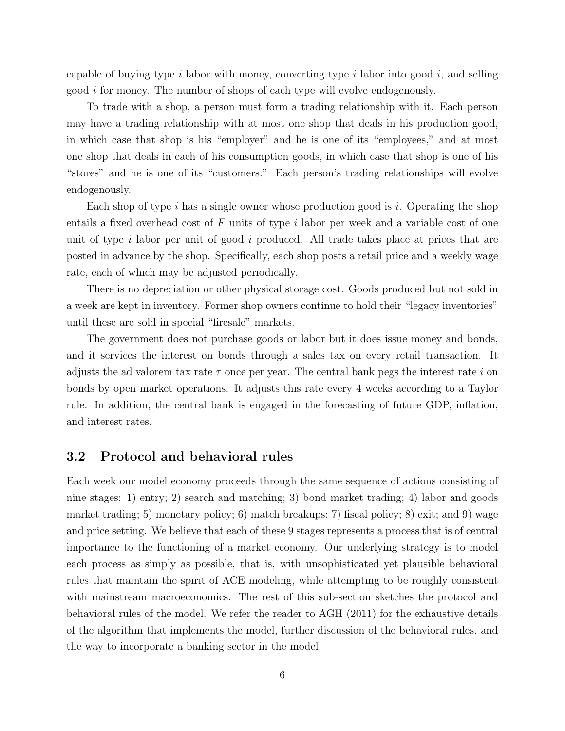capable of buying type $i$ labor with money, converting type $i$ labor into good $i$, and selling good $i$ for money. The number of shops of each type will evolve endogenously.

To trade with a shop, a person must form a trading relationship with it. Each person may have a trading relationship with at most one shop that deals in his production good, in which case that shop is his "employer" and he is one of its "employees," and at most one shop that deals in each of his consumption goods, in which case that shop is one of his "stores" and he is one of its "customers." Each person's trading relationships will evolve endogenously.

Each shop of type $i$ has a single owner whose production good is $i$. Operating the shop entails a fixed overhead cost of $F$ units of type $i$ labor per week and a variable cost of one unit of type $i$ labor per unit of good $i$ produced. All trade takes place at prices that are posted in advance by the shop. Specifically, each shop posts a retail price and a weekly wage rate, each of which may be adjusted periodically.

There is no depreciation or other physical storage cost. Goods produced but not sold in a week are kept in inventory. Former shop owners continue to hold their "legacy inventories" until these are sold in special "firesale" markets.

The government does not purchase goods or labor but it does issue money and bonds, and it services the interest on bonds through a sales tax on every retail transaction. It adjusts the ad valorem tax rate $\tau$ once per year. The central bank pegs the interest rate $i$ on bonds by open market operations. It adjusts this rate every 4 weeks according to a Taylor rule. In addition, the central bank is engaged in the forecasting of future GDP, inflation, and interest rates.

### 3.2 Protocol and behavioral rules

Each week our model economy proceeds through the same sequence of actions consisting of nine stages: 1) entry; 2) search and matching; 3) bond market trading; 4) labor and goods market trading; 5) monetary policy; 6) match breakups; 7) fiscal policy; 8) exit; and 9) wage and price setting. We believe that each of these 9 stages represents a process that is of central importance to the functioning of a market economy. Our underlying strategy is to model each process as simply as possible, that is, with unsophisticated yet plausible behavioral rules that maintain the spirit of ACE modeling, while attempting to be roughly consistent with mainstream macroeconomics. The rest of this sub-section sketches the protocol and behavioral rules of the model. We refer the reader to AGH (2011) for the exhaustive details of the algorithm that implements the model, further discussion of the behavioral rules, and the way to incorporate a banking sector in the model.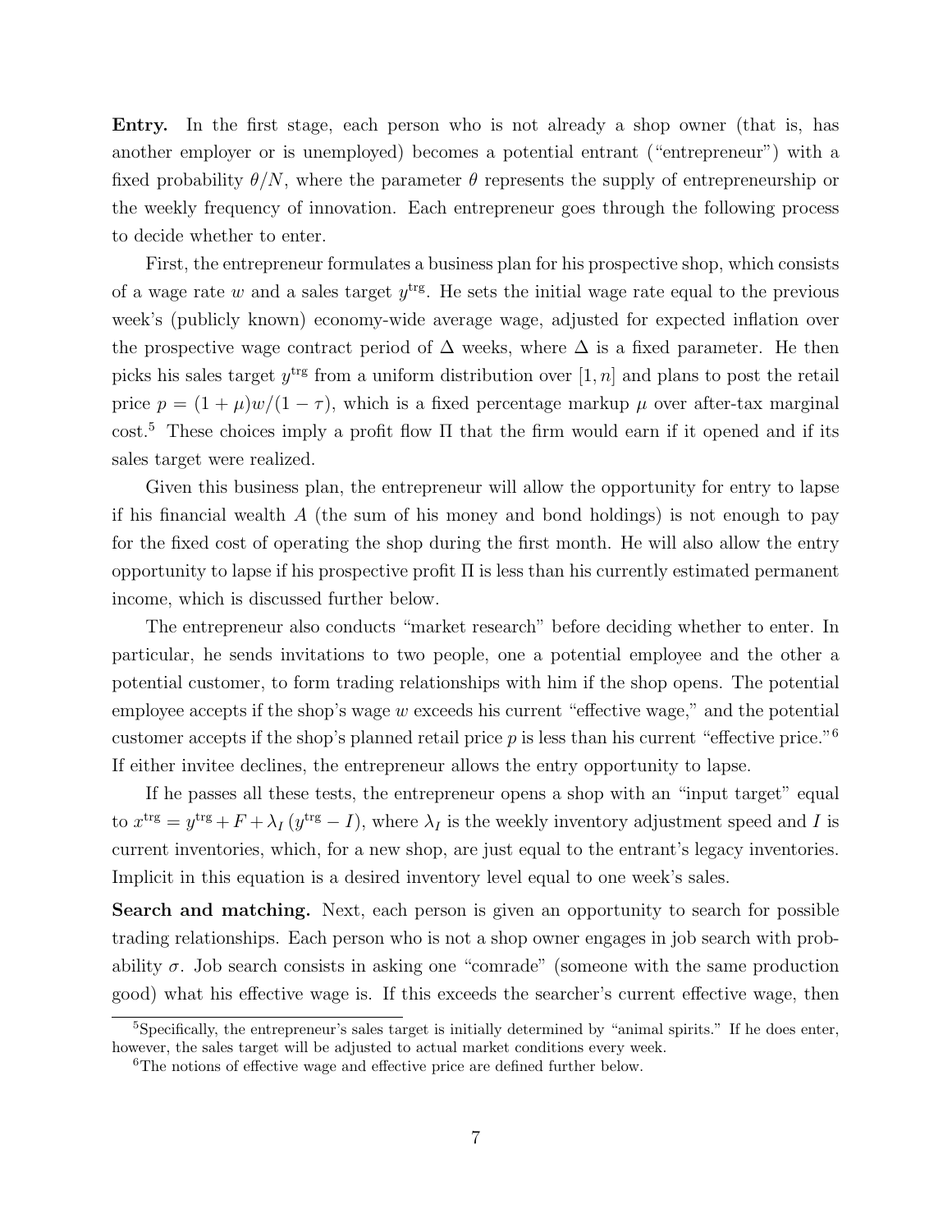**Entry.** In the first stage, each person who is not already a shop owner (that is, has another employer or is unemployed) becomes a potential entrant ("entrepreneur") with a fixed probability $\theta/N$, where the parameter $\theta$ represents the supply of entrepreneurship or the weekly frequency of innovation. Each entrepreneur goes through the following process to decide whether to enter.

First, the entrepreneur formulates a business plan for his prospective shop, which consists of a wage rate $w$ and a sales target $y^{\text{trg}}$. He sets the initial wage rate equal to the previous week's (publicly known) economy-wide average wage, adjusted for expected inflation over the prospective wage contract period of $\Delta$ weeks, where $\Delta$ is a fixed parameter. He then picks his sales target $y^{\text{trg}}$ from a uniform distribution over $[1, n]$ and plans to post the retail price $p = (1 + \mu)w/(1 - \tau)$, which is a fixed percentage markup $\mu$ over after-tax marginal cost.[5] These choices imply a profit flow $\Pi$ that the firm would earn if it opened and if its sales target were realized.

Given this business plan, the entrepreneur will allow the opportunity for entry to lapse if his financial wealth $A$ (the sum of his money and bond holdings) is not enough to pay for the fixed cost of operating the shop during the first month. He will also allow the entry opportunity to lapse if his prospective profit $\Pi$ is less than his currently estimated permanent income, which is discussed further below.

The entrepreneur also conducts "market research" before deciding whether to enter. In particular, he sends invitations to two people, one a potential employee and the other a potential customer, to form trading relationships with him if the shop opens. The potential employee accepts if the shop's wage $w$ exceeds his current "effective wage," and the potential customer accepts if the shop's planned retail price $p$ is less than his current "effective price."[6] If either invitee declines, the entrepreneur allows the entry opportunity to lapse.

If he passes all these tests, the entrepreneur opens a shop with an "input target" equal to $x^{\text{trg}} = y^{\text{trg}} + F + \lambda_I (y^{\text{trg}} - I)$, where $\lambda_I$ is the weekly inventory adjustment speed and $I$ is current inventories, which, for a new shop, are just equal to the entrant's legacy inventories. Implicit in this equation is a desired inventory level equal to one week's sales.

**Search and matching.** Next, each person is given an opportunity to search for possible trading relationships. Each person who is not a shop owner engages in job search with probability $\sigma$. Job search consists in asking one "comrade" (someone with the same production good) what his effective wage is. If this exceeds the searcher's current effective wage, then

[5] Specifically, the entrepreneur's sales target is initially determined by "animal spirits." If he does enter, however, the sales target will be adjusted to actual market conditions every week.

[6] The notions of effective wage and effective price are defined further below.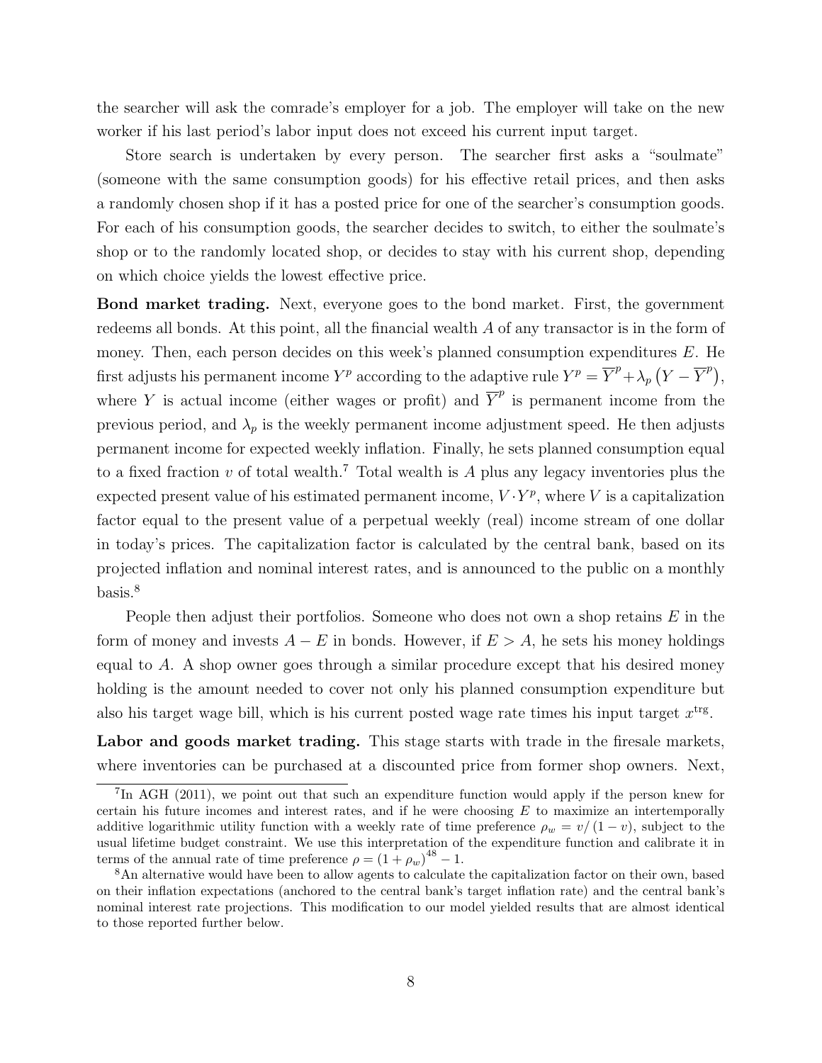the searcher will ask the comrade's employer for a job. The employer will take on the new worker if his last period's labor input does not exceed his current input target.

Store search is undertaken by every person. The searcher first asks a "soulmate" (someone with the same consumption goods) for his effective retail prices, and then asks a randomly chosen shop if it has a posted price for one of the searcher's consumption goods. For each of his consumption goods, the searcher decides to switch, to either the soulmate's shop or to the randomly located shop, or decides to stay with his current shop, depending on which choice yields the lowest effective price.

**Bond market trading.** Next, everyone goes to the bond market. First, the government redeems all bonds. At this point, all the financial wealth $A$ of any transactor is in the form of money. Then, each person decides on this week's planned consumption expenditures $E$. He first adjusts his permanent income $Y^p$ according to the adaptive rule $Y^p = \overline{Y}^p + \lambda_p \left(Y - \overline{Y}^p\right)$, where $Y$ is actual income (either wages or profit) and $\overline{Y}^p$ is permanent income from the previous period, and $\lambda_p$ is the weekly permanent income adjustment speed. He then adjusts permanent income for expected weekly inflation. Finally, he sets planned consumption equal to a fixed fraction $v$ of total wealth.[7] Total wealth is $A$ plus any legacy inventories plus the expected present value of his estimated permanent income, $V \cdot Y^p$, where $V$ is a capitalization factor equal to the present value of a perpetual weekly (real) income stream of one dollar in today's prices. The capitalization factor is calculated by the central bank, based on its projected inflation and nominal interest rates, and is announced to the public on a monthly basis.[8]

People then adjust their portfolios. Someone who does not own a shop retains $E$ in the form of money and invests $A - E$ in bonds. However, if $E > A$, he sets his money holdings equal to $A$. A shop owner goes through a similar procedure except that his desired money holding is the amount needed to cover not only his planned consumption expenditure but also his target wage bill, which is his current posted wage rate times his input target $x^{\text{trg}}$.

**Labor and goods market trading.** This stage starts with trade in the firesale markets, where inventories can be purchased at a discounted price from former shop owners. Next,

[7] In AGH (2011), we point out that such an expenditure function would apply if the person knew for certain his future incomes and interest rates, and if he were choosing $E$ to maximize an intertemporally additive logarithmic utility function with a weekly rate of time preference $\rho_w = v/(1-v)$, subject to the usual lifetime budget constraint. We use this interpretation of the expenditure function and calibrate it in terms of the annual rate of time preference $\rho = (1+\rho_w)^{48} - 1$.

[8] An alternative would have been to allow agents to calculate the capitalization factor on their own, based on their inflation expectations (anchored to the central bank's target inflation rate) and the central bank's nominal interest rate projections. This modification to our model yielded results that are almost identical to those reported further below.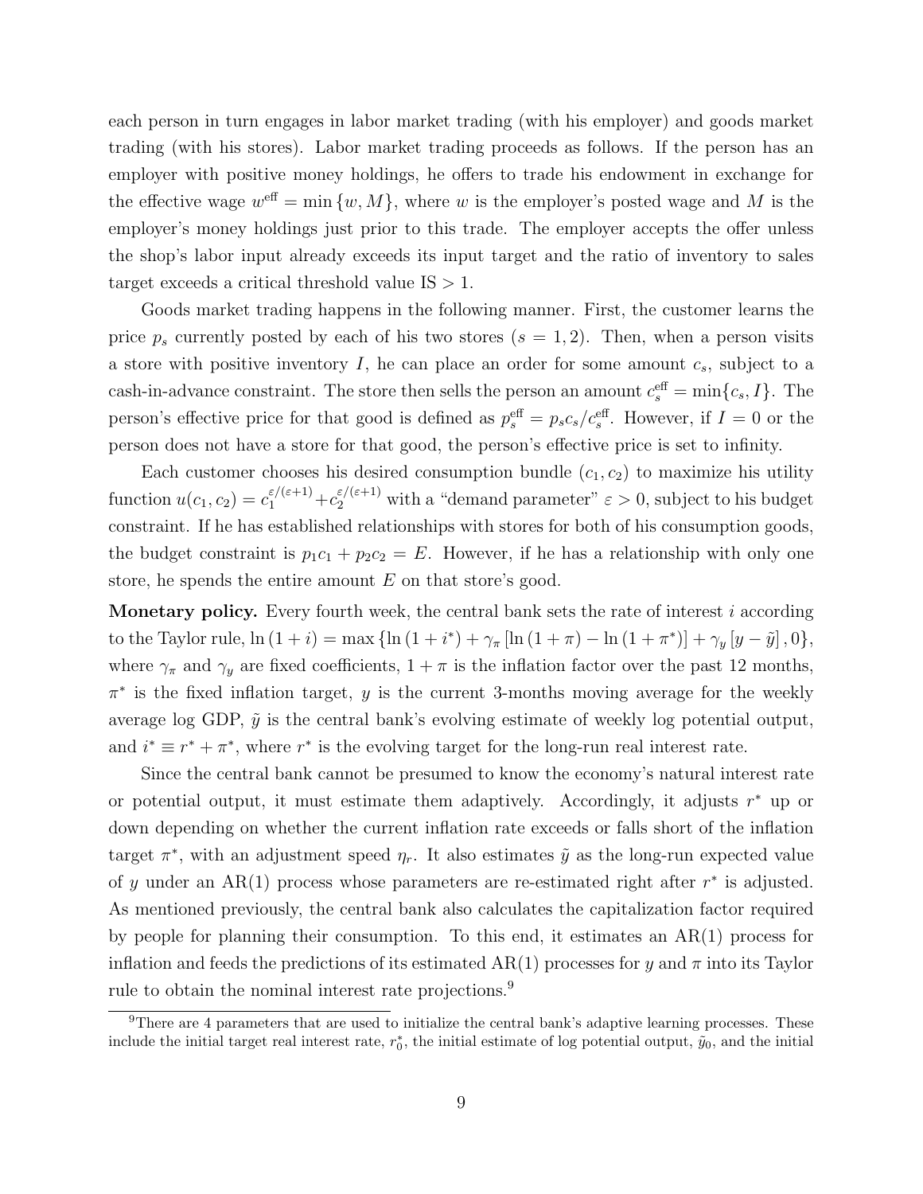each person in turn engages in labor market trading (with his employer) and goods market trading (with his stores). Labor market trading proceeds as follows. If the person has an employer with positive money holdings, he offers to trade his endowment in exchange for the effective wage $w^{\text{eff}} = \min\{w, M\}$, where $w$ is the employer's posted wage and $M$ is the employer's money holdings just prior to this trade. The employer accepts the offer unless the shop's labor input already exceeds its input target and the ratio of inventory to sales target exceeds a critical threshold value $\text{IS} > 1$.

Goods market trading happens in the following manner. First, the customer learns the price $p_s$ currently posted by each of his two stores ($s = 1, 2$). Then, when a person visits a store with positive inventory $I$, he can place an order for some amount $c_s$, subject to a cash-in-advance constraint. The store then sells the person an amount $c_s^{\text{eff}} = \min\{c_s, I\}$. The person's effective price for that good is defined as $p_s^{\text{eff}} = p_s c_s / c_s^{\text{eff}}$. However, if $I = 0$ or the person does not have a store for that good, the person's effective price is set to infinity.

Each customer chooses his desired consumption bundle $(c_1, c_2)$ to maximize his utility function $u(c_1, c_2) = c_1^{\varepsilon/(\varepsilon+1)} + c_2^{\varepsilon/(\varepsilon+1)}$ with a "demand parameter" $\varepsilon > 0$, subject to his budget constraint. If he has established relationships with stores for both of his consumption goods, the budget constraint is $p_1 c_1 + p_2 c_2 = E$. However, if he has a relationship with only one store, he spends the entire amount $E$ on that store's good.

**Monetary policy.** Every fourth week, the central bank sets the rate of interest $i$ according to the Taylor rule, $\ln(1+i) = \max\{\ln(1+i^*) + \gamma_\pi [\ln(1+\pi) - \ln(1+\pi^*)] + \gamma_y [y - \tilde{y}], 0\}$, where $\gamma_\pi$ and $\gamma_y$ are fixed coefficients, $1+\pi$ is the inflation factor over the past 12 months, $\pi^*$ is the fixed inflation target, $y$ is the current 3-months moving average for the weekly average log GDP, $\tilde{y}$ is the central bank's evolving estimate of weekly log potential output, and $i^* \equiv r^* + \pi^*$, where $r^*$ is the evolving target for the long-run real interest rate.

Since the central bank cannot be presumed to know the economy's natural interest rate or potential output, it must estimate them adaptively. Accordingly, it adjusts $r^*$ up or down depending on whether the current inflation rate exceeds or falls short of the inflation target $\pi^*$, with an adjustment speed $\eta_r$. It also estimates $\tilde{y}$ as the long-run expected value of $y$ under an AR(1) process whose parameters are re-estimated right after $r^*$ is adjusted. As mentioned previously, the central bank also calculates the capitalization factor required by people for planning their consumption. To this end, it estimates an AR(1) process for inflation and feeds the predictions of its estimated AR(1) processes for $y$ and $\pi$ into its Taylor rule to obtain the nominal interest rate projections.[9]

[9] There are 4 parameters that are used to initialize the central bank's adaptive learning processes. These include the initial target real interest rate, $r_0^*$, the initial estimate of log potential output, $\tilde{y}_0$, and the initial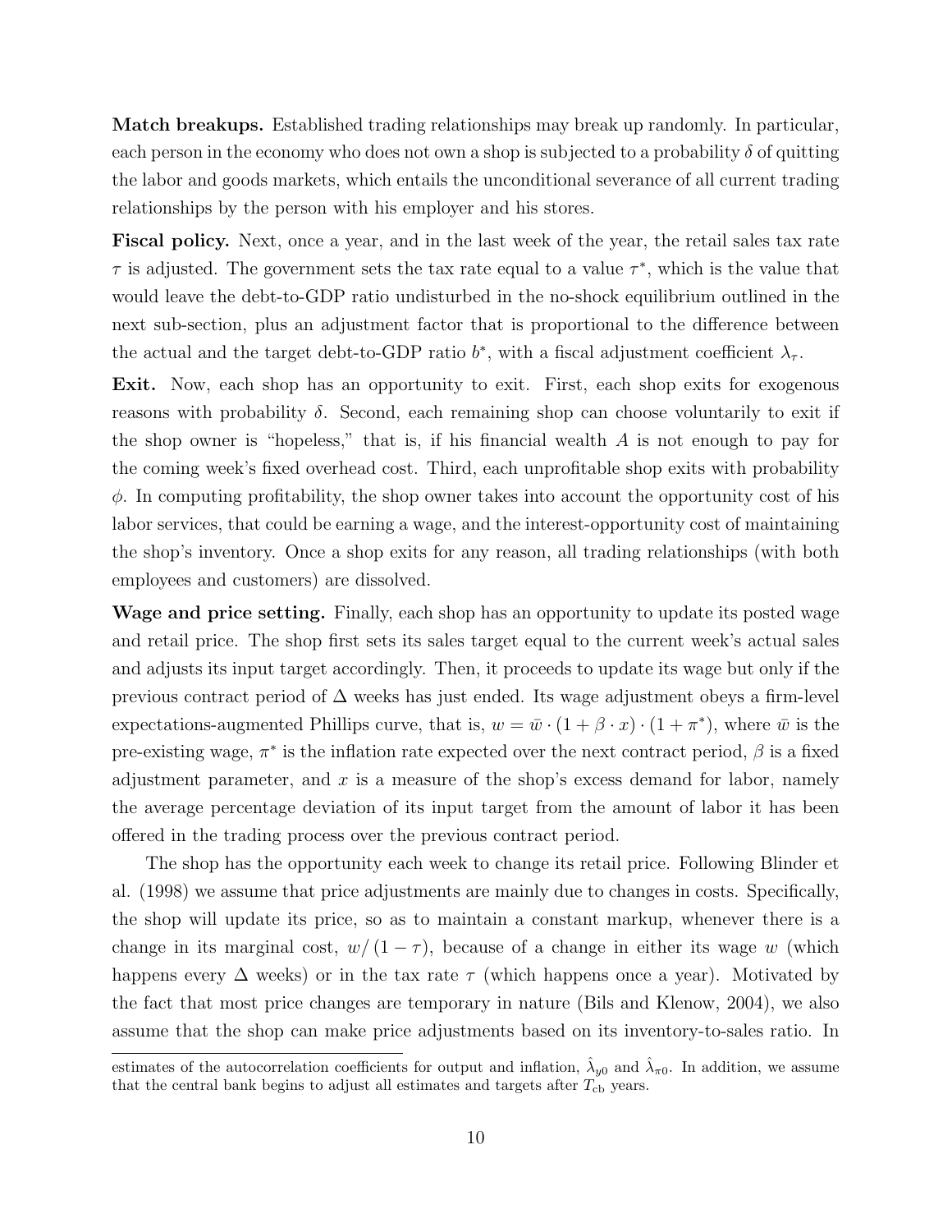**Match breakups.** Established trading relationships may break up randomly. In particular, each person in the economy who does not own a shop is subjected to a probability $\delta$ of quitting the labor and goods markets, which entails the unconditional severance of all current trading relationships by the person with his employer and his stores.

**Fiscal policy.** Next, once a year, and in the last week of the year, the retail sales tax rate $\tau$ is adjusted. The government sets the tax rate equal to a value $\tau^*$, which is the value that would leave the debt-to-GDP ratio undisturbed in the no-shock equilibrium outlined in the next sub-section, plus an adjustment factor that is proportional to the difference between the actual and the target debt-to-GDP ratio $b^*$, with a fiscal adjustment coefficient $\lambda_\tau$.

**Exit.** Now, each shop has an opportunity to exit. First, each shop exits for exogenous reasons with probability $\delta$. Second, each remaining shop can choose voluntarily to exit if the shop owner is "hopeless," that is, if his financial wealth $A$ is not enough to pay for the coming week's fixed overhead cost. Third, each unprofitable shop exits with probability $\phi$. In computing profitability, the shop owner takes into account the opportunity cost of his labor services, that could be earning a wage, and the interest-opportunity cost of maintaining the shop's inventory. Once a shop exits for any reason, all trading relationships (with both employees and customers) are dissolved.

**Wage and price setting.** Finally, each shop has an opportunity to update its posted wage and retail price. The shop first sets its sales target equal to the current week's actual sales and adjusts its input target accordingly. Then, it proceeds to update its wage but only if the previous contract period of $\Delta$ weeks has just ended. Its wage adjustment obeys a firm-level expectations-augmented Phillips curve, that is, $w = \bar{w} \cdot (1 + \beta \cdot x) \cdot (1 + \pi^*)$, where $\bar{w}$ is the pre-existing wage, $\pi^*$ is the inflation rate expected over the next contract period, $\beta$ is a fixed adjustment parameter, and $x$ is a measure of the shop's excess demand for labor, namely the average percentage deviation of its input target from the amount of labor it has been offered in the trading process over the previous contract period.

The shop has the opportunity each week to change its retail price. Following Blinder et al. (1998) we assume that price adjustments are mainly due to changes in costs. Specifically, the shop will update its price, so as to maintain a constant markup, whenever there is a change in its marginal cost, $w/(1-\tau)$, because of a change in either its wage $w$ (which happens every $\Delta$ weeks) or in the tax rate $\tau$ (which happens once a year). Motivated by the fact that most price changes are temporary in nature (Bils and Klenow, 2004), we also assume that the shop can make price adjustments based on its inventory-to-sales ratio. In

estimates of the autocorrelation coefficients for output and inflation, $\hat{\lambda}_{y0}$ and $\hat{\lambda}_{\pi 0}$. In addition, we assume that the central bank begins to adjust all estimates and targets after $T_{\text{cb}}$ years.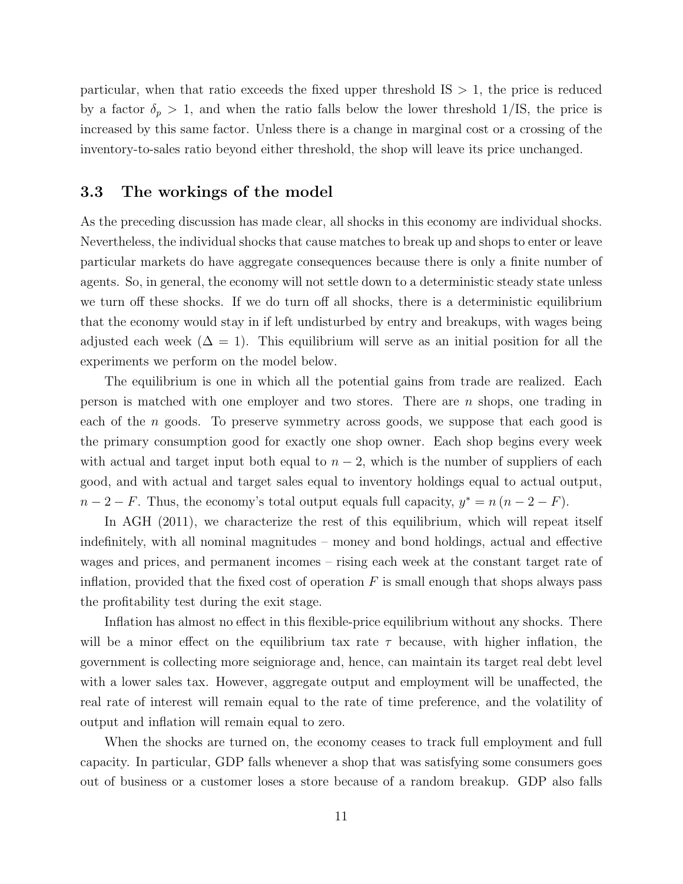particular, when that ratio exceeds the fixed upper threshold IS $> 1$, the price is reduced by a factor $\delta_p > 1$, and when the ratio falls below the lower threshold $1/\text{IS}$, the price is increased by this same factor. Unless there is a change in marginal cost or a crossing of the inventory-to-sales ratio beyond either threshold, the shop will leave its price unchanged.

### 3.3 The workings of the model

As the preceding discussion has made clear, all shocks in this economy are individual shocks. Nevertheless, the individual shocks that cause matches to break up and shops to enter or leave particular markets do have aggregate consequences because there is only a finite number of agents. So, in general, the economy will not settle down to a deterministic steady state unless we turn off these shocks. If we do turn off all shocks, there is a deterministic equilibrium that the economy would stay in if left undisturbed by entry and breakups, with wages being adjusted each week ($\Delta = 1$). This equilibrium will serve as an initial position for all the experiments we perform on the model below.

The equilibrium is one in which all the potential gains from trade are realized. Each person is matched with one employer and two stores. There are $n$ shops, one trading in each of the $n$ goods. To preserve symmetry across goods, we suppose that each good is the primary consumption good for exactly one shop owner. Each shop begins every week with actual and target input both equal to $n - 2$, which is the number of suppliers of each good, and with actual and target sales equal to inventory holdings equal to actual output, $n - 2 - F$. Thus, the economy's total output equals full capacity, $y^* = n(n - 2 - F)$.

In AGH (2011), we characterize the rest of this equilibrium, which will repeat itself indefinitely, with all nominal magnitudes – money and bond holdings, actual and effective wages and prices, and permanent incomes – rising each week at the constant target rate of inflation, provided that the fixed cost of operation $F$ is small enough that shops always pass the profitability test during the exit stage.

Inflation has almost no effect in this flexible-price equilibrium without any shocks. There will be a minor effect on the equilibrium tax rate $\tau$ because, with higher inflation, the government is collecting more seigniorage and, hence, can maintain its target real debt level with a lower sales tax. However, aggregate output and employment will be unaffected, the real rate of interest will remain equal to the rate of time preference, and the volatility of output and inflation will remain equal to zero.

When the shocks are turned on, the economy ceases to track full employment and full capacity. In particular, GDP falls whenever a shop that was satisfying some consumers goes out of business or a customer loses a store because of a random breakup. GDP also falls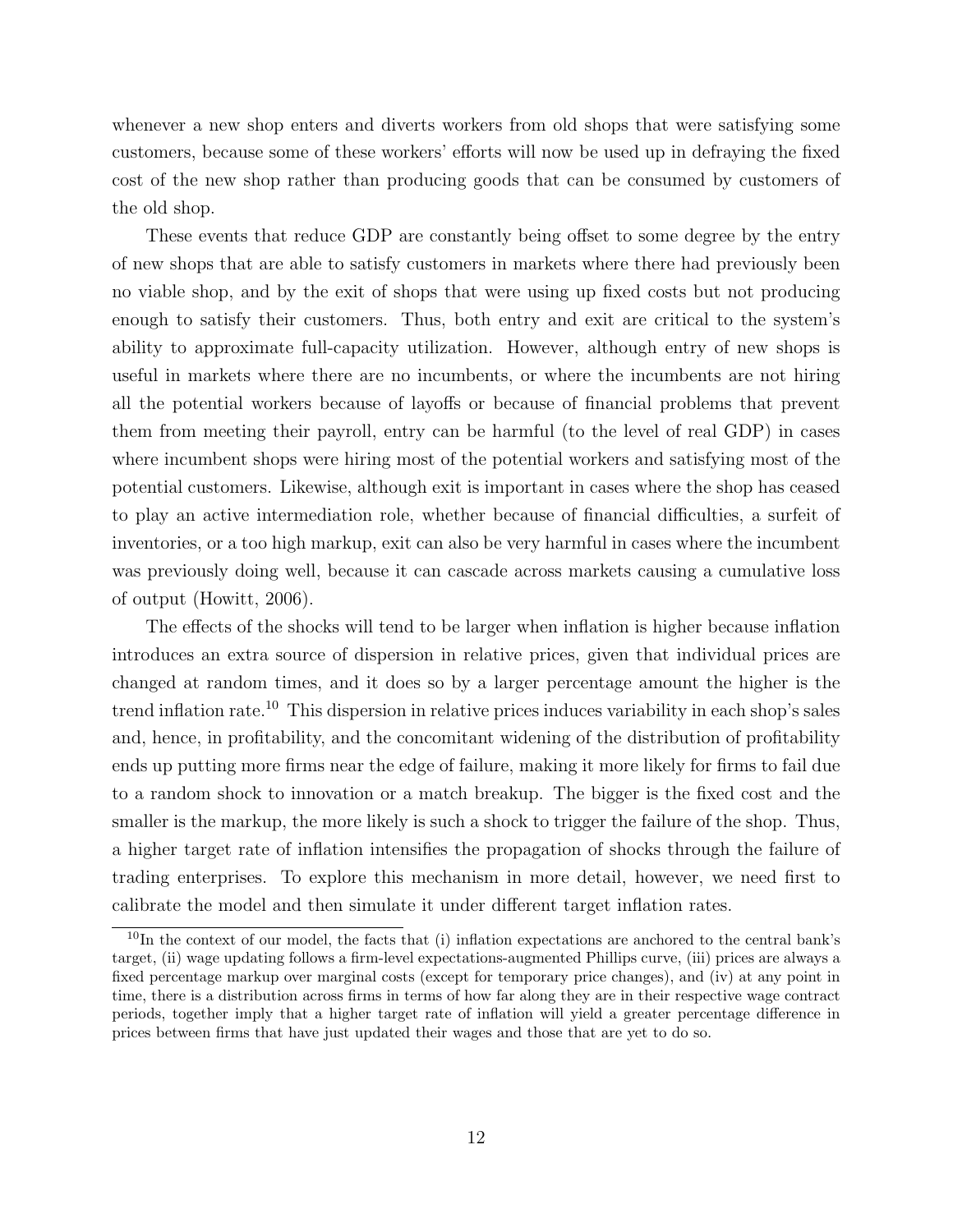whenever a new shop enters and diverts workers from old shops that were satisfying some customers, because some of these workers' efforts will now be used up in defraying the fixed cost of the new shop rather than producing goods that can be consumed by customers of the old shop.

These events that reduce GDP are constantly being offset to some degree by the entry of new shops that are able to satisfy customers in markets where there had previously been no viable shop, and by the exit of shops that were using up fixed costs but not producing enough to satisfy their customers. Thus, both entry and exit are critical to the system's ability to approximate full-capacity utilization. However, although entry of new shops is useful in markets where there are no incumbents, or where the incumbents are not hiring all the potential workers because of layoffs or because of financial problems that prevent them from meeting their payroll, entry can be harmful (to the level of real GDP) in cases where incumbent shops were hiring most of the potential workers and satisfying most of the potential customers. Likewise, although exit is important in cases where the shop has ceased to play an active intermediation role, whether because of financial difficulties, a surfeit of inventories, or a too high markup, exit can also be very harmful in cases where the incumbent was previously doing well, because it can cascade across markets causing a cumulative loss of output (Howitt, 2006).

The effects of the shocks will tend to be larger when inflation is higher because inflation introduces an extra source of dispersion in relative prices, given that individual prices are changed at random times, and it does so by a larger percentage amount the higher is the trend inflation rate.[10] This dispersion in relative prices induces variability in each shop's sales and, hence, in profitability, and the concomitant widening of the distribution of profitability ends up putting more firms near the edge of failure, making it more likely for firms to fail due to a random shock to innovation or a match breakup. The bigger is the fixed cost and the smaller is the markup, the more likely is such a shock to trigger the failure of the shop. Thus, a higher target rate of inflation intensifies the propagation of shocks through the failure of trading enterprises. To explore this mechanism in more detail, however, we need first to calibrate the model and then simulate it under different target inflation rates.

[10] In the context of our model, the facts that (i) inflation expectations are anchored to the central bank's target, (ii) wage updating follows a firm-level expectations-augmented Phillips curve, (iii) prices are always a fixed percentage markup over marginal costs (except for temporary price changes), and (iv) at any point in time, there is a distribution across firms in terms of how far along they are in their respective wage contract periods, together imply that a higher target rate of inflation will yield a greater percentage difference in prices between firms that have just updated their wages and those that are yet to do so.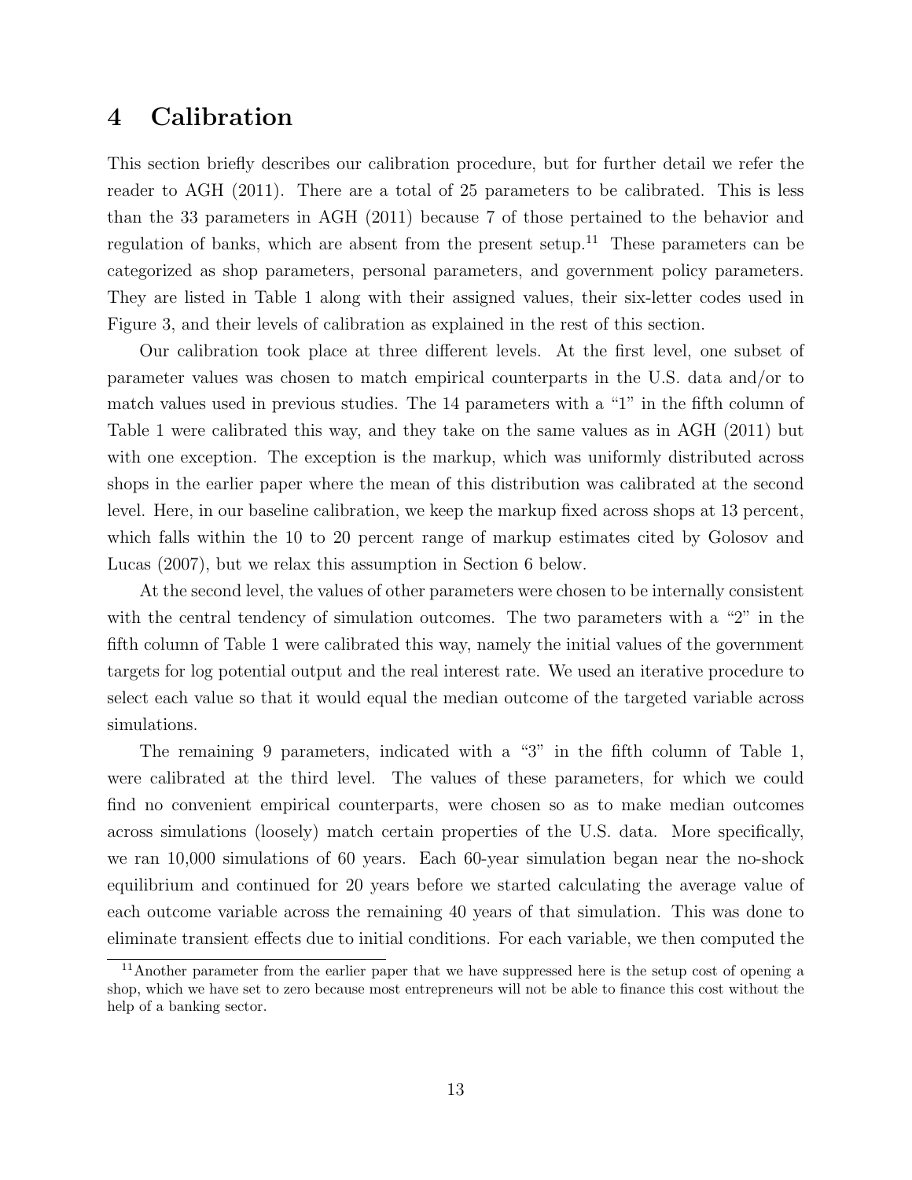# 4 Calibration

This section briefly describes our calibration procedure, but for further detail we refer the reader to AGH (2011). There are a total of 25 parameters to be calibrated. This is less than the 33 parameters in AGH (2011) because 7 of those pertained to the behavior and regulation of banks, which are absent from the present setup.[11] These parameters can be categorized as shop parameters, personal parameters, and government policy parameters. They are listed in Table 1 along with their assigned values, their six-letter codes used in Figure 3, and their levels of calibration as explained in the rest of this section.

Our calibration took place at three different levels. At the first level, one subset of parameter values was chosen to match empirical counterparts in the U.S. data and/or to match values used in previous studies. The 14 parameters with a "1" in the fifth column of Table 1 were calibrated this way, and they take on the same values as in AGH (2011) but with one exception. The exception is the markup, which was uniformly distributed across shops in the earlier paper where the mean of this distribution was calibrated at the second level. Here, in our baseline calibration, we keep the markup fixed across shops at 13 percent, which falls within the 10 to 20 percent range of markup estimates cited by Golosov and Lucas (2007), but we relax this assumption in Section 6 below.

At the second level, the values of other parameters were chosen to be internally consistent with the central tendency of simulation outcomes. The two parameters with a "2" in the fifth column of Table 1 were calibrated this way, namely the initial values of the government targets for log potential output and the real interest rate. We used an iterative procedure to select each value so that it would equal the median outcome of the targeted variable across simulations.

The remaining 9 parameters, indicated with a "3" in the fifth column of Table 1, were calibrated at the third level. The values of these parameters, for which we could find no convenient empirical counterparts, were chosen so as to make median outcomes across simulations (loosely) match certain properties of the U.S. data. More specifically, we ran 10,000 simulations of 60 years. Each 60-year simulation began near the no-shock equilibrium and continued for 20 years before we started calculating the average value of each outcome variable across the remaining 40 years of that simulation. This was done to eliminate transient effects due to initial conditions. For each variable, we then computed the

[11] Another parameter from the earlier paper that we have suppressed here is the setup cost of opening a shop, which we have set to zero because most entrepreneurs will not be able to finance this cost without the help of a banking sector.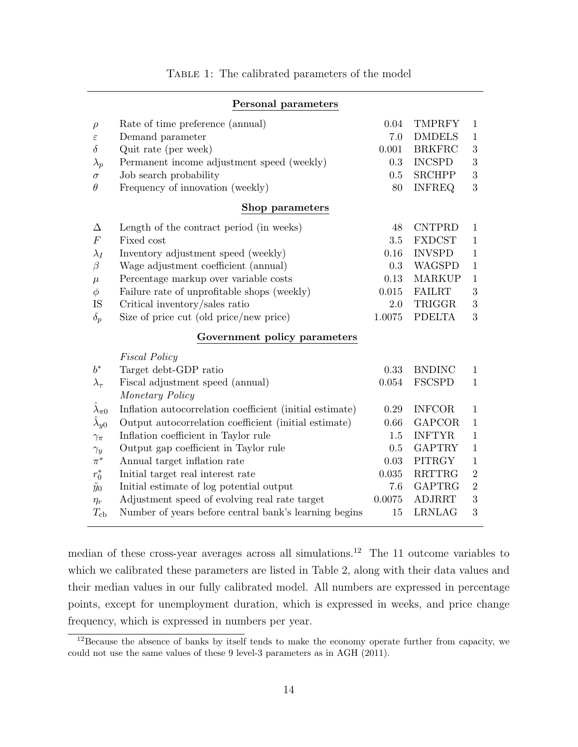Table 1: The calibrated parameters of the model

| | **Personal parameters** | | | |
|---|---|---|---|---|
| $\rho$ | Rate of time preference (annual) | 0.04 | TMPRFY | 1 |
| $\varepsilon$ | Demand parameter | 7.0 | DMDELS | 1 |
| $\delta$ | Quit rate (per week) | 0.001 | BRKFRC | 3 |
| $\lambda_p$ | Permanent income adjustment speed (weekly) | 0.3 | INCSPD | 3 |
| $\sigma$ | Job search probability | 0.5 | SRCHPP | 3 |
| $\theta$ | Frequency of innovation (weekly) | 80 | INFREQ | 3 |
| | **Shop parameters** | | | |
| $\Delta$ | Length of the contract period (in weeks) | 48 | CNTPRD | 1 |
| $F$ | Fixed cost | 3.5 | FXDCST | 1 |
| $\lambda_I$ | Inventory adjustment speed (weekly) | 0.16 | INVSPD | 1 |
| $\beta$ | Wage adjustment coefficient (annual) | 0.3 | WAGSPD | 1 |
| $\mu$ | Percentage markup over variable costs | 0.13 | MARKUP | 1 |
| $\phi$ | Failure rate of unprofitable shops (weekly) | 0.015 | FAILRT | 3 |
| IS | Critical inventory/sales ratio | 2.0 | TRIGGR | 3 |
| $\delta_p$ | Size of price cut (old price/new price) | 1.0075 | PDELTA | 3 |
| | **Government policy parameters** | | | |
| | *Fiscal Policy* | | | |
| $b^*$ | Target debt-GDP ratio | 0.33 | BNDINC | 1 |
| $\lambda_\tau$ | Fiscal adjustment speed (annual) | 0.054 | FSCSPD | 1 |
| | *Monetary Policy* | | | |
| $\hat{\lambda}_{\pi 0}$ | Inflation autocorrelation coefficient (initial estimate) | 0.29 | INFCOR | 1 |
| $\hat{\lambda}_{y0}$ | Output autocorrelation coefficient (initial estimate) | 0.66 | GAPCOR | 1 |
| $\gamma_\pi$ | Inflation coefficient in Taylor rule | 1.5 | INFTYR | 1 |
| $\gamma_y$ | Output gap coefficient in Taylor rule | 0.5 | GAPTRY | 1 |
| $\pi^*$ | Annual target inflation rate | 0.03 | PITRGY | 1 |
| $r_0^*$ | Initial target real interest rate | 0.035 | RRTTRG | 2 |
| $\tilde{y}_0$ | Initial estimate of log potential output | 7.6 | GAPTRG | 2 |
| $\eta_r$ | Adjustment speed of evolving real rate target | 0.0075 | ADJRRT | 3 |
| $T_{\text{cb}}$ | Number of years before central bank's learning begins | 15 | LRNLAG | 3 |

median of these cross-year averages across all simulations.[12] The 11 outcome variables to which we calibrated these parameters are listed in Table 2, along with their data values and their median values in our fully calibrated model. All numbers are expressed in percentage points, except for unemployment duration, which is expressed in weeks, and price change frequency, which is expressed in numbers per year.

[12]Because the absence of banks by itself tends to make the economy operate further from capacity, we could not use the same values of these 9 level-3 parameters as in AGH (2011).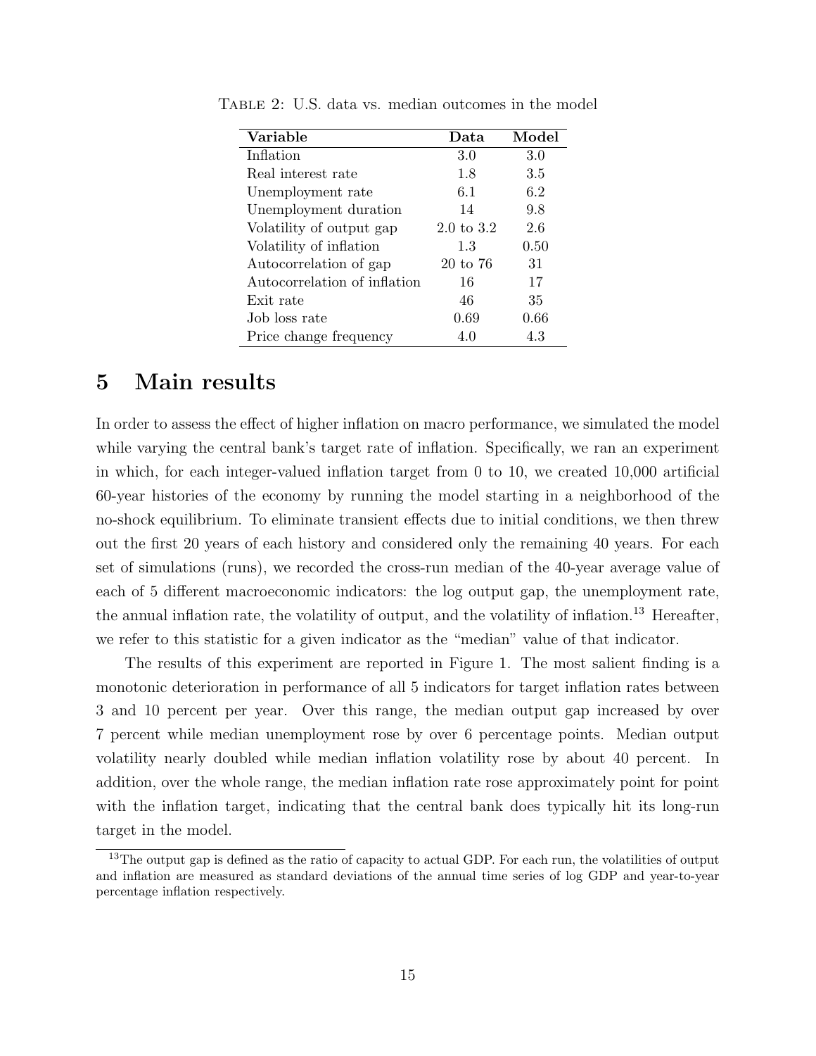Table 2: U.S. data vs. median outcomes in the model

| Variable | Data | Model |
|---|---|---|
| Inflation | 3.0 | 3.0 |
| Real interest rate | 1.8 | 3.5 |
| Unemployment rate | 6.1 | 6.2 |
| Unemployment duration | 14 | 9.8 |
| Volatility of output gap | 2.0 to 3.2 | 2.6 |
| Volatility of inflation | 1.3 | 0.50 |
| Autocorrelation of gap | 20 to 76 | 31 |
| Autocorrelation of inflation | 16 | 17 |
| Exit rate | 46 | 35 |
| Job loss rate | 0.69 | 0.66 |
| Price change frequency | 4.0 | 4.3 |

# 5 Main results

In order to assess the effect of higher inflation on macro performance, we simulated the model while varying the central bank's target rate of inflation. Specifically, we ran an experiment in which, for each integer-valued inflation target from 0 to 10, we created 10,000 artificial 60-year histories of the economy by running the model starting in a neighborhood of the no-shock equilibrium. To eliminate transient effects due to initial conditions, we then threw out the first 20 years of each history and considered only the remaining 40 years. For each set of simulations (runs), we recorded the cross-run median of the 40-year average value of each of 5 different macroeconomic indicators: the log output gap, the unemployment rate, the annual inflation rate, the volatility of output, and the volatility of inflation.[13] Hereafter, we refer to this statistic for a given indicator as the "median" value of that indicator.

The results of this experiment are reported in Figure 1. The most salient finding is a monotonic deterioration in performance of all 5 indicators for target inflation rates between 3 and 10 percent per year. Over this range, the median output gap increased by over 7 percent while median unemployment rose by over 6 percentage points. Median output volatility nearly doubled while median inflation volatility rose by about 40 percent. In addition, over the whole range, the median inflation rate rose approximately point for point with the inflation target, indicating that the central bank does typically hit its long-run target in the model.

[13] The output gap is defined as the ratio of capacity to actual GDP. For each run, the volatilities of output and inflation are measured as standard deviations of the annual time series of log GDP and year-to-year percentage inflation respectively.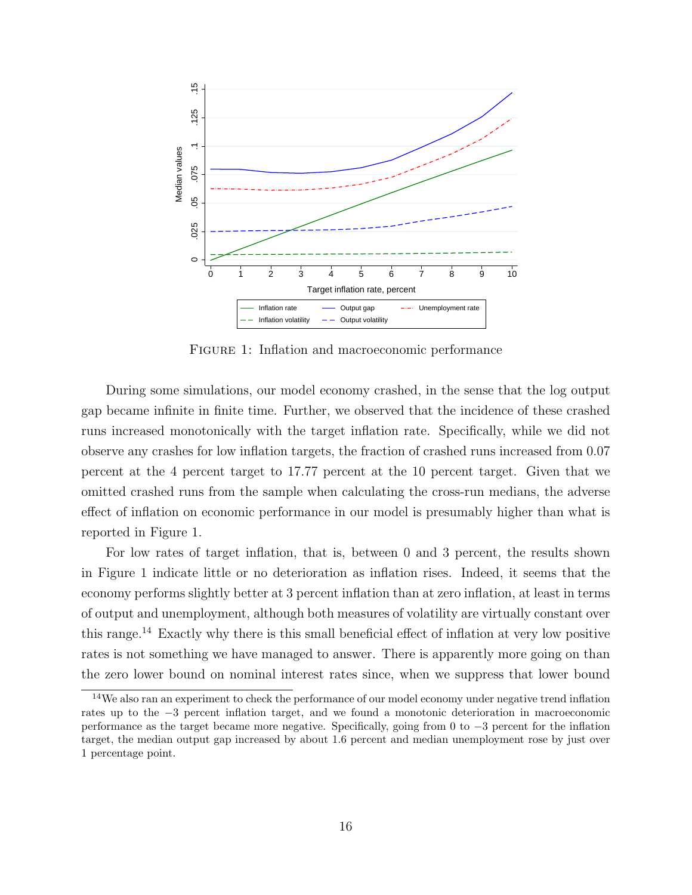FIGURE 1: Inflation and macroeconomic performance

During some simulations, our model economy crashed, in the sense that the log output gap became infinite in finite time. Further, we observed that the incidence of these crashed runs increased monotonically with the target inflation rate. Specifically, while we did not observe any crashes for low inflation targets, the fraction of crashed runs increased from 0.07 percent at the 4 percent target to 17.77 percent at the 10 percent target. Given that we omitted crashed runs from the sample when calculating the cross-run medians, the adverse effect of inflation on economic performance in our model is presumably higher than what is reported in Figure 1.

For low rates of target inflation, that is, between 0 and 3 percent, the results shown in Figure 1 indicate little or no deterioration as inflation rises. Indeed, it seems that the economy performs slightly better at 3 percent inflation than at zero inflation, at least in terms of output and unemployment, although both measures of volatility are virtually constant over this range.[14] Exactly why there is this small beneficial effect of inflation at very low positive rates is not something we have managed to answer. There is apparently more going on than the zero lower bound on nominal interest rates since, when we suppress that lower bound

[14] We also ran an experiment to check the performance of our model economy under negative trend inflation rates up to the −3 percent inflation target, and we found a monotonic deterioration in macroeconomic performance as the target became more negative. Specifically, going from 0 to −3 percent for the inflation target, the median output gap increased by about 1.6 percent and median unemployment rose by just over 1 percentage point.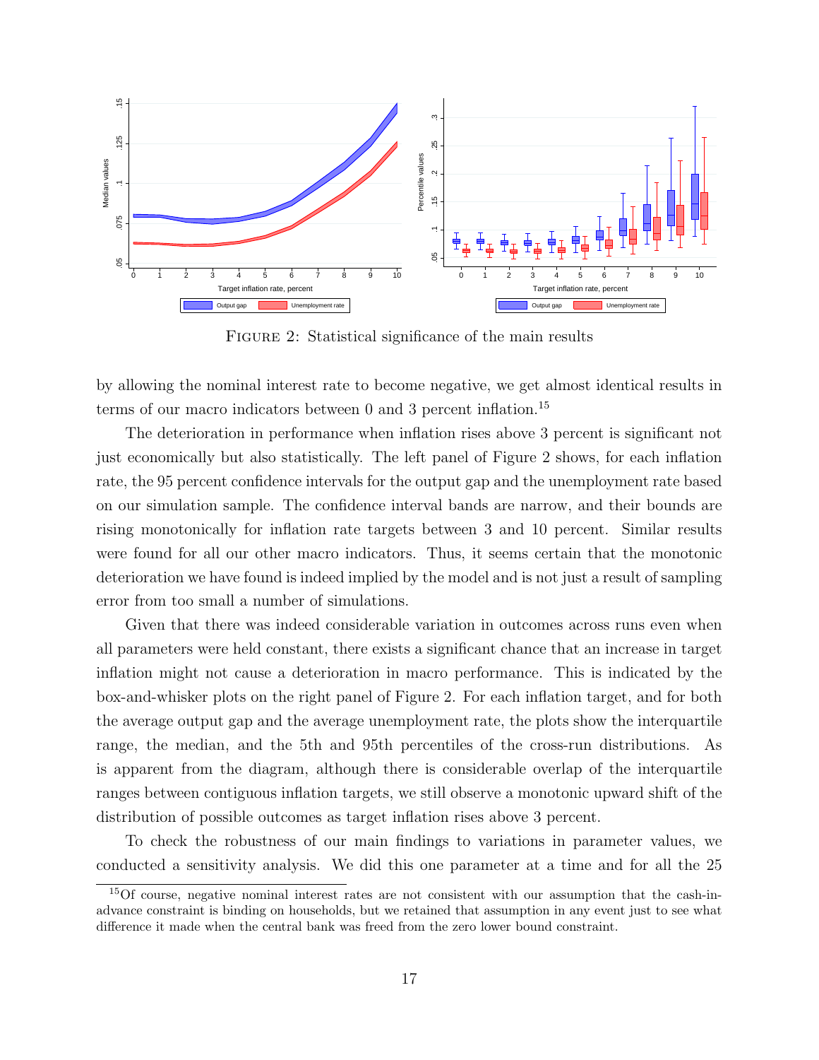FIGURE 2: Statistical significance of the main results

by allowing the nominal interest rate to become negative, we get almost identical results in terms of our macro indicators between 0 and 3 percent inflation.[15]

The deterioration in performance when inflation rises above 3 percent is significant not just economically but also statistically. The left panel of Figure 2 shows, for each inflation rate, the 95 percent confidence intervals for the output gap and the unemployment rate based on our simulation sample. The confidence interval bands are narrow, and their bounds are rising monotonically for inflation rate targets between 3 and 10 percent. Similar results were found for all our other macro indicators. Thus, it seems certain that the monotonic deterioration we have found is indeed implied by the model and is not just a result of sampling error from too small a number of simulations.

Given that there was indeed considerable variation in outcomes across runs even when all parameters were held constant, there exists a significant chance that an increase in target inflation might not cause a deterioration in macro performance. This is indicated by the box-and-whisker plots on the right panel of Figure 2. For each inflation target, and for both the average output gap and the average unemployment rate, the plots show the interquartile range, the median, and the 5th and 95th percentiles of the cross-run distributions. As is apparent from the diagram, although there is considerable overlap of the interquartile ranges between contiguous inflation targets, we still observe a monotonic upward shift of the distribution of possible outcomes as target inflation rises above 3 percent.

To check the robustness of our main findings to variations in parameter values, we conducted a sensitivity analysis. We did this one parameter at a time and for all the 25

[15] Of course, negative nominal interest rates are not consistent with our assumption that the cash-in-advance constraint is binding on households, but we retained that assumption in any event just to see what difference it made when the central bank was freed from the zero lower bound constraint.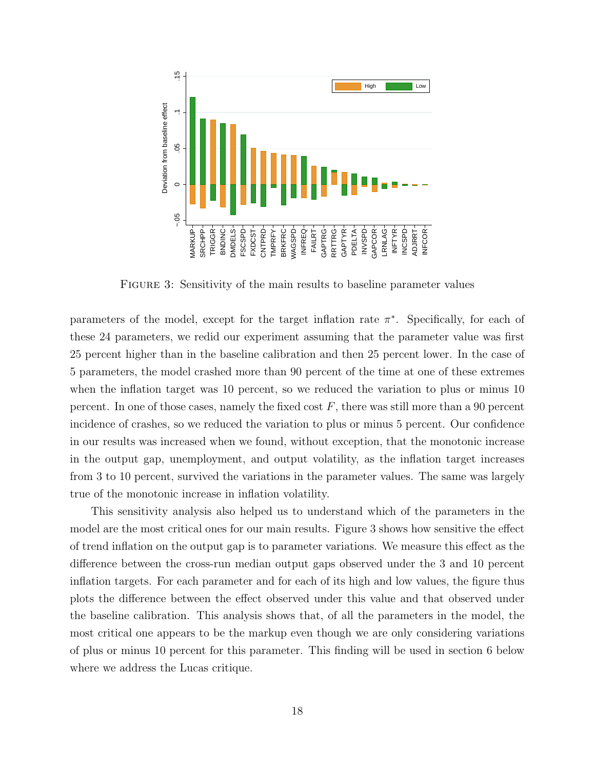FIGURE 3: Sensitivity of the main results to baseline parameter values

parameters of the model, except for the target inflation rate $\pi^*$. Specifically, for each of these 24 parameters, we redid our experiment assuming that the parameter value was first 25 percent higher than in the baseline calibration and then 25 percent lower. In the case of 5 parameters, the model crashed more than 90 percent of the time at one of these extremes when the inflation target was 10 percent, so we reduced the variation to plus or minus 10 percent. In one of those cases, namely the fixed cost $F$, there was still more than a 90 percent incidence of crashes, so we reduced the variation to plus or minus 5 percent. Our confidence in our results was increased when we found, without exception, that the monotonic increase in the output gap, unemployment, and output volatility, as the inflation target increases from 3 to 10 percent, survived the variations in the parameter values. The same was largely true of the monotonic increase in inflation volatility.

This sensitivity analysis also helped us to understand which of the parameters in the model are the most critical ones for our main results. Figure 3 shows how sensitive the effect of trend inflation on the output gap is to parameter variations. We measure this effect as the difference between the cross-run median output gaps observed under the 3 and 10 percent inflation targets. For each parameter and for each of its high and low values, the figure thus plots the difference between the effect observed under this value and that observed under the baseline calibration. This analysis shows that, of all the parameters in the model, the most critical one appears to be the markup even though we are only considering variations of plus or minus 10 percent for this parameter. This finding will be used in section 6 below where we address the Lucas critique.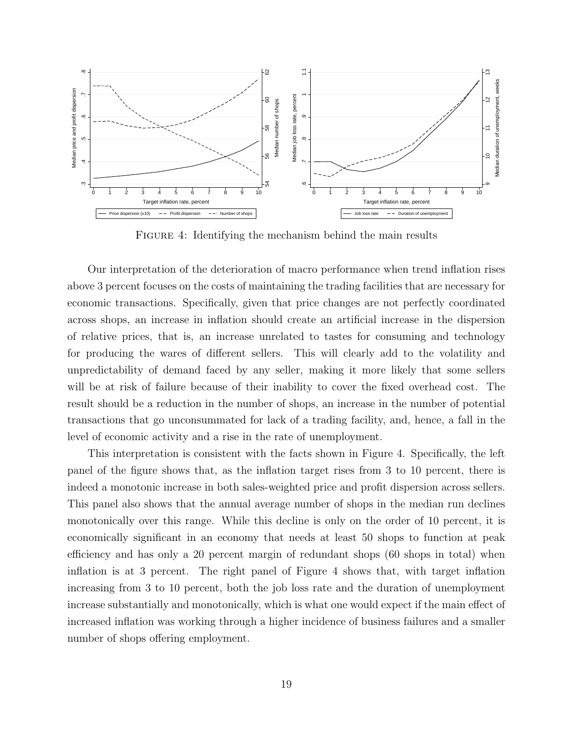Figure 4: Identifying the mechanism behind the main results

Our interpretation of the deterioration of macro performance when trend inflation rises above 3 percent focuses on the costs of maintaining the trading facilities that are necessary for economic transactions. Specifically, given that price changes are not perfectly coordinated across shops, an increase in inflation should create an artificial increase in the dispersion of relative prices, that is, an increase unrelated to tastes for consuming and technology for producing the wares of different sellers. This will clearly add to the volatility and unpredictability of demand faced by any seller, making it more likely that some sellers will be at risk of failure because of their inability to cover the fixed overhead cost. The result should be a reduction in the number of shops, an increase in the number of potential transactions that go unconsummated for lack of a trading facility, and, hence, a fall in the level of economic activity and a rise in the rate of unemployment.

This interpretation is consistent with the facts shown in Figure 4. Specifically, the left panel of the figure shows that, as the inflation target rises from 3 to 10 percent, there is indeed a monotonic increase in both sales-weighted price and profit dispersion across sellers. This panel also shows that the annual average number of shops in the median run declines monotonically over this range. While this decline is only on the order of 10 percent, it is economically significant in an economy that needs at least 50 shops to function at peak efficiency and has only a 20 percent margin of redundant shops (60 shops in total) when inflation is at 3 percent. The right panel of Figure 4 shows that, with target inflation increasing from 3 to 10 percent, both the job loss rate and the duration of unemployment increase substantially and monotonically, which is what one would expect if the main effect of increased inflation was working through a higher incidence of business failures and a smaller number of shops offering employment.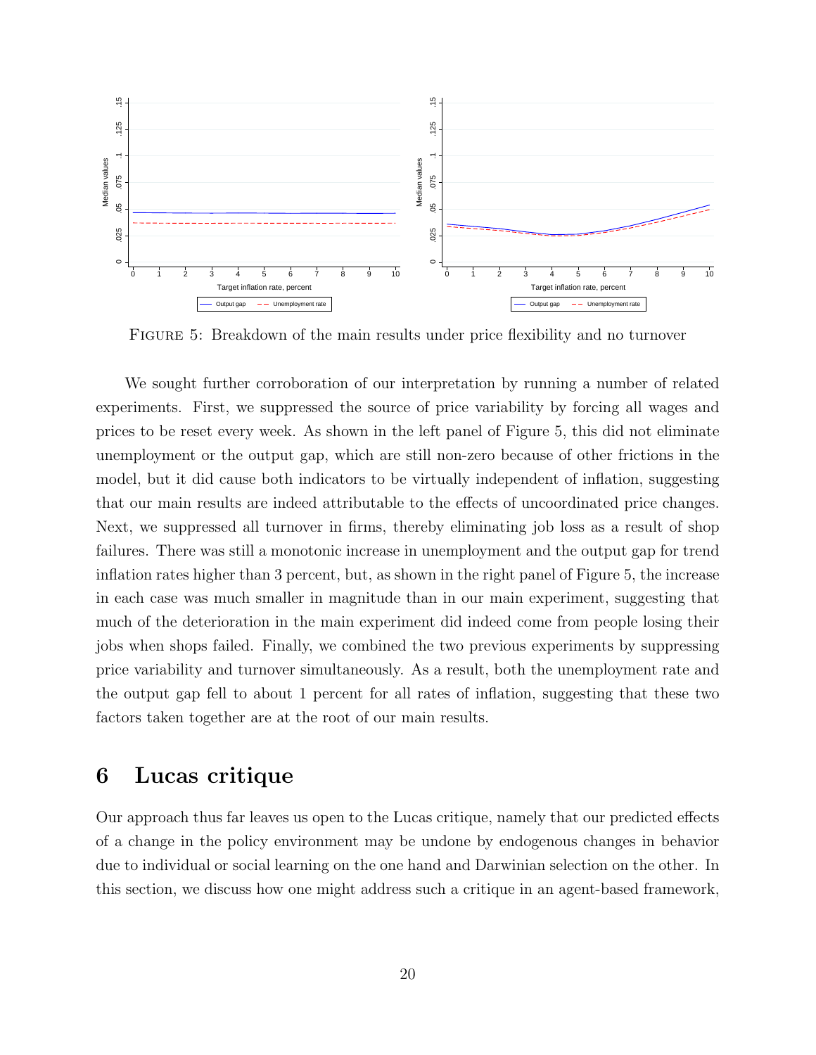FIGURE 5: Breakdown of the main results under price flexibility and no turnover

We sought further corroboration of our interpretation by running a number of related experiments. First, we suppressed the source of price variability by forcing all wages and prices to be reset every week. As shown in the left panel of Figure 5, this did not eliminate unemployment or the output gap, which are still non-zero because of other frictions in the model, but it did cause both indicators to be virtually independent of inflation, suggesting that our main results are indeed attributable to the effects of uncoordinated price changes. Next, we suppressed all turnover in firms, thereby eliminating job loss as a result of shop failures. There was still a monotonic increase in unemployment and the output gap for trend inflation rates higher than 3 percent, but, as shown in the right panel of Figure 5, the increase in each case was much smaller in magnitude than in our main experiment, suggesting that much of the deterioration in the main experiment did indeed come from people losing their jobs when shops failed. Finally, we combined the two previous experiments by suppressing price variability and turnover simultaneously. As a result, both the unemployment rate and the output gap fell to about 1 percent for all rates of inflation, suggesting that these two factors taken together are at the root of our main results.

## 6 Lucas critique

Our approach thus far leaves us open to the Lucas critique, namely that our predicted effects of a change in the policy environment may be undone by endogenous changes in behavior due to individual or social learning on the one hand and Darwinian selection on the other. In this section, we discuss how one might address such a critique in an agent-based framework,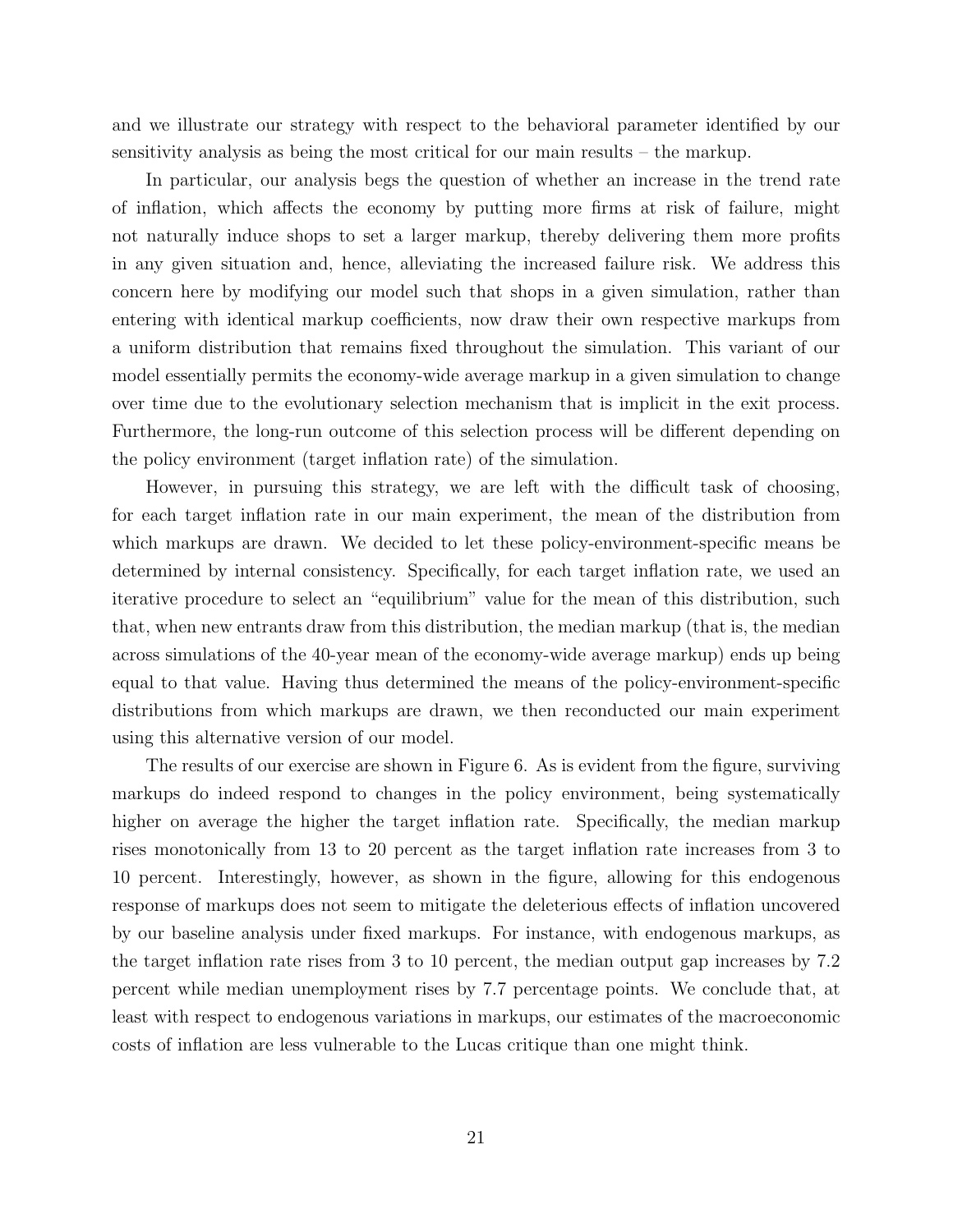and we illustrate our strategy with respect to the behavioral parameter identified by our sensitivity analysis as being the most critical for our main results – the markup.

In particular, our analysis begs the question of whether an increase in the trend rate of inflation, which affects the economy by putting more firms at risk of failure, might not naturally induce shops to set a larger markup, thereby delivering them more profits in any given situation and, hence, alleviating the increased failure risk. We address this concern here by modifying our model such that shops in a given simulation, rather than entering with identical markup coefficients, now draw their own respective markups from a uniform distribution that remains fixed throughout the simulation. This variant of our model essentially permits the economy-wide average markup in a given simulation to change over time due to the evolutionary selection mechanism that is implicit in the exit process. Furthermore, the long-run outcome of this selection process will be different depending on the policy environment (target inflation rate) of the simulation.

However, in pursuing this strategy, we are left with the difficult task of choosing, for each target inflation rate in our main experiment, the mean of the distribution from which markups are drawn. We decided to let these policy-environment-specific means be determined by internal consistency. Specifically, for each target inflation rate, we used an iterative procedure to select an "equilibrium" value for the mean of this distribution, such that, when new entrants draw from this distribution, the median markup (that is, the median across simulations of the 40-year mean of the economy-wide average markup) ends up being equal to that value. Having thus determined the means of the policy-environment-specific distributions from which markups are drawn, we then reconducted our main experiment using this alternative version of our model.

The results of our exercise are shown in Figure 6. As is evident from the figure, surviving markups do indeed respond to changes in the policy environment, being systematically higher on average the higher the target inflation rate. Specifically, the median markup rises monotonically from 13 to 20 percent as the target inflation rate increases from 3 to 10 percent. Interestingly, however, as shown in the figure, allowing for this endogenous response of markups does not seem to mitigate the deleterious effects of inflation uncovered by our baseline analysis under fixed markups. For instance, with endogenous markups, as the target inflation rate rises from 3 to 10 percent, the median output gap increases by 7.2 percent while median unemployment rises by 7.7 percentage points. We conclude that, at least with respect to endogenous variations in markups, our estimates of the macroeconomic costs of inflation are less vulnerable to the Lucas critique than one might think.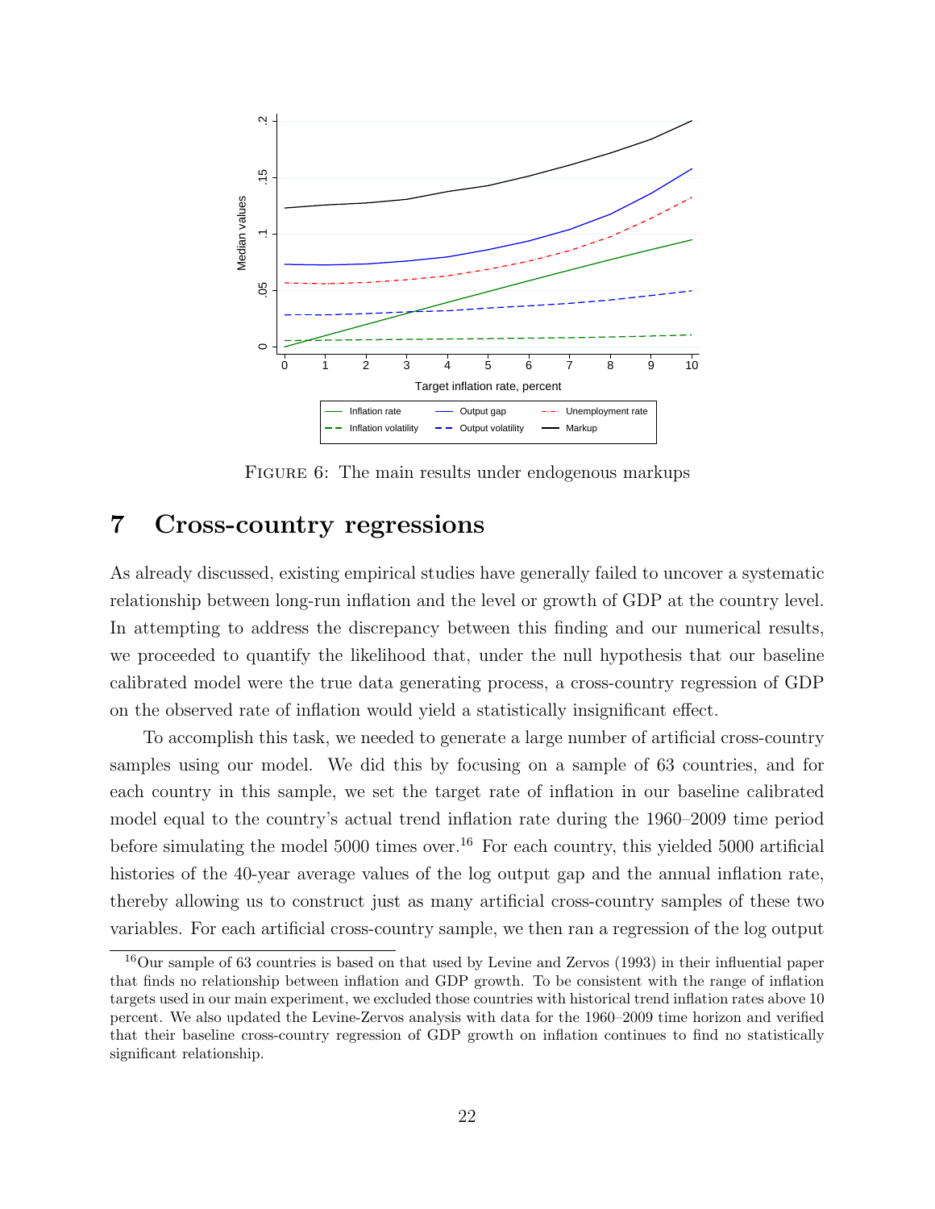FIGURE 6: The main results under endogenous markups

## 7 Cross-country regressions

As already discussed, existing empirical studies have generally failed to uncover a systematic relationship between long-run inflation and the level or growth of GDP at the country level. In attempting to address the discrepancy between this finding and our numerical results, we proceeded to quantify the likelihood that, under the null hypothesis that our baseline calibrated model were the true data generating process, a cross-country regression of GDP on the observed rate of inflation would yield a statistically insignificant effect.

To accomplish this task, we needed to generate a large number of artificial cross-country samples using our model. We did this by focusing on a sample of 63 countries, and for each country in this sample, we set the target rate of inflation in our baseline calibrated model equal to the country's actual trend inflation rate during the 1960–2009 time period before simulating the model 5000 times over.[16] For each country, this yielded 5000 artificial histories of the 40-year average values of the log output gap and the annual inflation rate, thereby allowing us to construct just as many artificial cross-country samples of these two variables. For each artificial cross-country sample, we then ran a regression of the log output

[16] Our sample of 63 countries is based on that used by Levine and Zervos (1993) in their influential paper that finds no relationship between inflation and GDP growth. To be consistent with the range of inflation targets used in our main experiment, we excluded those countries with historical trend inflation rates above 10 percent. We also updated the Levine-Zervos analysis with data for the 1960–2009 time horizon and verified that their baseline cross-country regression of GDP growth on inflation continues to find no statistically significant relationship.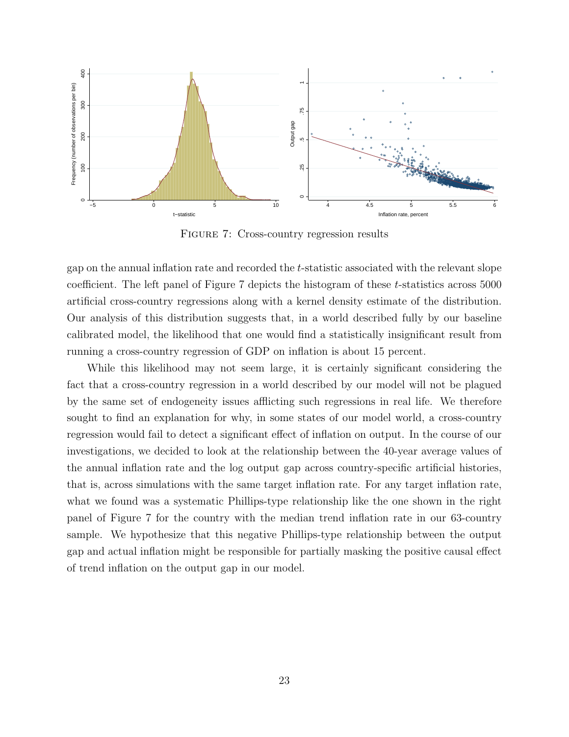FIGURE 7: Cross-country regression results

gap on the annual inflation rate and recorded the $t$-statistic associated with the relevant slope coefficient. The left panel of Figure 7 depicts the histogram of these $t$-statistics across 5000 artificial cross-country regressions along with a kernel density estimate of the distribution. Our analysis of this distribution suggests that, in a world described fully by our baseline calibrated model, the likelihood that one would find a statistically insignificant result from running a cross-country regression of GDP on inflation is about 15 percent.

While this likelihood may not seem large, it is certainly significant considering the fact that a cross-country regression in a world described by our model will not be plagued by the same set of endogeneity issues afflicting such regressions in real life. We therefore sought to find an explanation for why, in some states of our model world, a cross-country regression would fail to detect a significant effect of inflation on output. In the course of our investigations, we decided to look at the relationship between the 40-year average values of the annual inflation rate and the log output gap across country-specific artificial histories, that is, across simulations with the same target inflation rate. For any target inflation rate, what we found was a systematic Phillips-type relationship like the one shown in the right panel of Figure 7 for the country with the median trend inflation rate in our 63-country sample. We hypothesize that this negative Phillips-type relationship between the output gap and actual inflation might be responsible for partially masking the positive causal effect of trend inflation on the output gap in our model.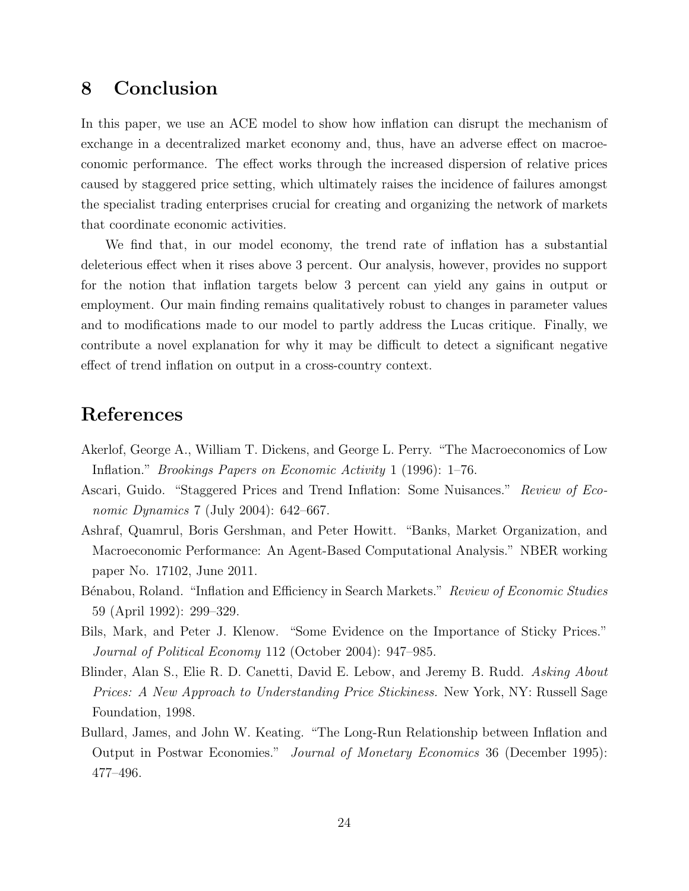## 8 Conclusion

In this paper, we use an ACE model to show how inflation can disrupt the mechanism of exchange in a decentralized market economy and, thus, have an adverse effect on macroeconomic performance. The effect works through the increased dispersion of relative prices caused by staggered price setting, which ultimately raises the incidence of failures amongst the specialist trading enterprises crucial for creating and organizing the network of markets that coordinate economic activities.

We find that, in our model economy, the trend rate of inflation has a substantial deleterious effect when it rises above 3 percent. Our analysis, however, provides no support for the notion that inflation targets below 3 percent can yield any gains in output or employment. Our main finding remains qualitatively robust to changes in parameter values and to modifications made to our model to partly address the Lucas critique. Finally, we contribute a novel explanation for why it may be difficult to detect a significant negative effect of trend inflation on output in a cross-country context.

## References

Akerlof, George A., William T. Dickens, and George L. Perry. "The Macroeconomics of Low Inflation." *Brookings Papers on Economic Activity* 1 (1996): 1–76.

Ascari, Guido. "Staggered Prices and Trend Inflation: Some Nuisances." *Review of Economic Dynamics* 7 (July 2004): 642–667.

Ashraf, Quamrul, Boris Gershman, and Peter Howitt. "Banks, Market Organization, and Macroeconomic Performance: An Agent-Based Computational Analysis." NBER working paper No. 17102, June 2011.

Bénabou, Roland. "Inflation and Efficiency in Search Markets." *Review of Economic Studies* 59 (April 1992): 299–329.

Bils, Mark, and Peter J. Klenow. "Some Evidence on the Importance of Sticky Prices." *Journal of Political Economy* 112 (October 2004): 947–985.

Blinder, Alan S., Elie R. D. Canetti, David E. Lebow, and Jeremy B. Rudd. *Asking About Prices: A New Approach to Understanding Price Stickiness.* New York, NY: Russell Sage Foundation, 1998.

Bullard, James, and John W. Keating. "The Long-Run Relationship between Inflation and Output in Postwar Economies." *Journal of Monetary Economics* 36 (December 1995): 477–496.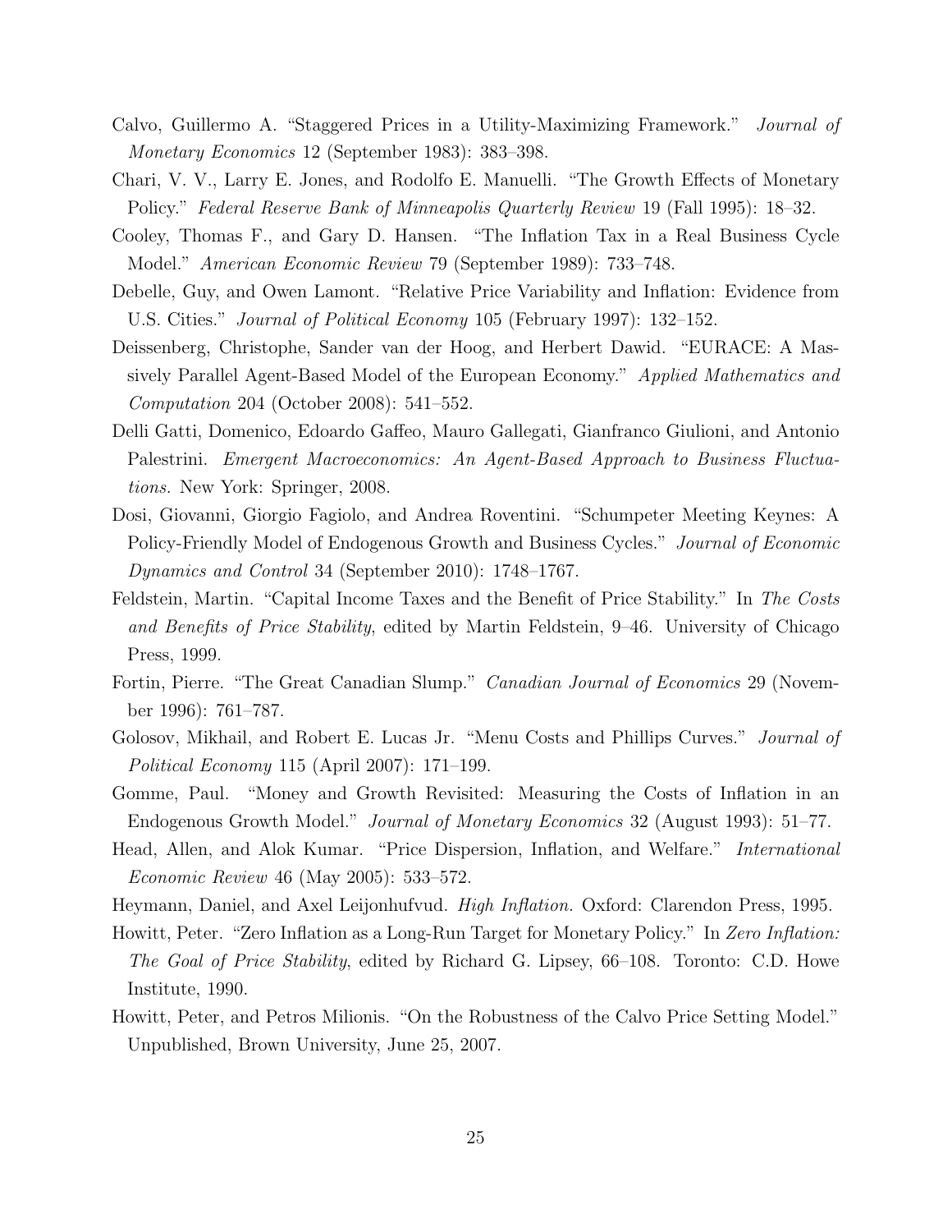Calvo, Guillermo A. "Staggered Prices in a Utility-Maximizing Framework." *Journal of Monetary Economics* 12 (September 1983): 383–398.

Chari, V. V., Larry E. Jones, and Rodolfo E. Manuelli. "The Growth Effects of Monetary Policy." *Federal Reserve Bank of Minneapolis Quarterly Review* 19 (Fall 1995): 18–32.

Cooley, Thomas F., and Gary D. Hansen. "The Inflation Tax in a Real Business Cycle Model." *American Economic Review* 79 (September 1989): 733–748.

Debelle, Guy, and Owen Lamont. "Relative Price Variability and Inflation: Evidence from U.S. Cities." *Journal of Political Economy* 105 (February 1997): 132–152.

Deissenberg, Christophe, Sander van der Hoog, and Herbert Dawid. "EURACE: A Massively Parallel Agent-Based Model of the European Economy." *Applied Mathematics and Computation* 204 (October 2008): 541–552.

Delli Gatti, Domenico, Edoardo Gaffeo, Mauro Gallegati, Gianfranco Giulioni, and Antonio Palestrini. *Emergent Macroeconomics: An Agent-Based Approach to Business Fluctuations.* New York: Springer, 2008.

Dosi, Giovanni, Giorgio Fagiolo, and Andrea Roventini. "Schumpeter Meeting Keynes: A Policy-Friendly Model of Endogenous Growth and Business Cycles." *Journal of Economic Dynamics and Control* 34 (September 2010): 1748–1767.

Feldstein, Martin. "Capital Income Taxes and the Benefit of Price Stability." In *The Costs and Benefits of Price Stability*, edited by Martin Feldstein, 9–46. University of Chicago Press, 1999.

Fortin, Pierre. "The Great Canadian Slump." *Canadian Journal of Economics* 29 (November 1996): 761–787.

Golosov, Mikhail, and Robert E. Lucas Jr. "Menu Costs and Phillips Curves." *Journal of Political Economy* 115 (April 2007): 171–199.

Gomme, Paul. "Money and Growth Revisited: Measuring the Costs of Inflation in an Endogenous Growth Model." *Journal of Monetary Economics* 32 (August 1993): 51–77.

Head, Allen, and Alok Kumar. "Price Dispersion, Inflation, and Welfare." *International Economic Review* 46 (May 2005): 533–572.

Heymann, Daniel, and Axel Leijonhufvud. *High Inflation.* Oxford: Clarendon Press, 1995.

Howitt, Peter. "Zero Inflation as a Long-Run Target for Monetary Policy." In *Zero Inflation: The Goal of Price Stability*, edited by Richard G. Lipsey, 66–108. Toronto: C.D. Howe Institute, 1990.

Howitt, Peter, and Petros Milionis. "On the Robustness of the Calvo Price Setting Model." Unpublished, Brown University, June 25, 2007.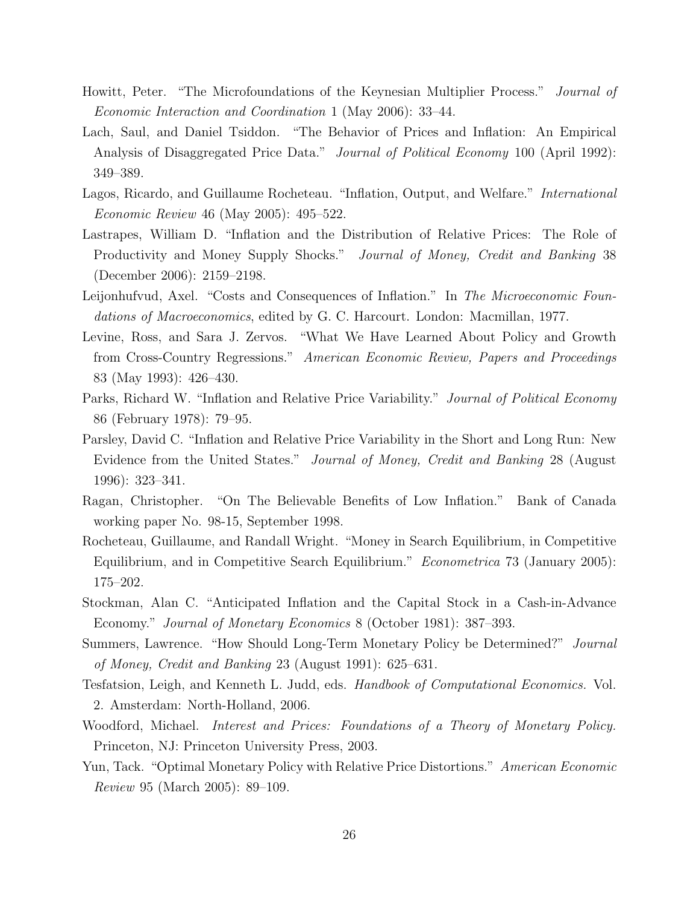Howitt, Peter. "The Microfoundations of the Keynesian Multiplier Process." *Journal of Economic Interaction and Coordination* 1 (May 2006): 33–44.

Lach, Saul, and Daniel Tsiddon. "The Behavior of Prices and Inflation: An Empirical Analysis of Disaggregated Price Data." *Journal of Political Economy* 100 (April 1992): 349–389.

Lagos, Ricardo, and Guillaume Rocheteau. "Inflation, Output, and Welfare." *International Economic Review* 46 (May 2005): 495–522.

Lastrapes, William D. "Inflation and the Distribution of Relative Prices: The Role of Productivity and Money Supply Shocks." *Journal of Money, Credit and Banking* 38 (December 2006): 2159–2198.

Leijonhufvud, Axel. "Costs and Consequences of Inflation." In *The Microeconomic Foundations of Macroeconomics*, edited by G. C. Harcourt. London: Macmillan, 1977.

Levine, Ross, and Sara J. Zervos. "What We Have Learned About Policy and Growth from Cross-Country Regressions." *American Economic Review, Papers and Proceedings* 83 (May 1993): 426–430.

Parks, Richard W. "Inflation and Relative Price Variability." *Journal of Political Economy* 86 (February 1978): 79–95.

Parsley, David C. "Inflation and Relative Price Variability in the Short and Long Run: New Evidence from the United States." *Journal of Money, Credit and Banking* 28 (August 1996): 323–341.

Ragan, Christopher. "On The Believable Benefits of Low Inflation." Bank of Canada working paper No. 98-15, September 1998.

Rocheteau, Guillaume, and Randall Wright. "Money in Search Equilibrium, in Competitive Equilibrium, and in Competitive Search Equilibrium." *Econometrica* 73 (January 2005): 175–202.

Stockman, Alan C. "Anticipated Inflation and the Capital Stock in a Cash-in-Advance Economy." *Journal of Monetary Economics* 8 (October 1981): 387–393.

Summers, Lawrence. "How Should Long-Term Monetary Policy be Determined?" *Journal of Money, Credit and Banking* 23 (August 1991): 625–631.

Tesfatsion, Leigh, and Kenneth L. Judd, eds. *Handbook of Computational Economics.* Vol. 2. Amsterdam: North-Holland, 2006.

Woodford, Michael. *Interest and Prices: Foundations of a Theory of Monetary Policy.* Princeton, NJ: Princeton University Press, 2003.

Yun, Tack. "Optimal Monetary Policy with Relative Price Distortions." *American Economic Review* 95 (March 2005): 89–109.